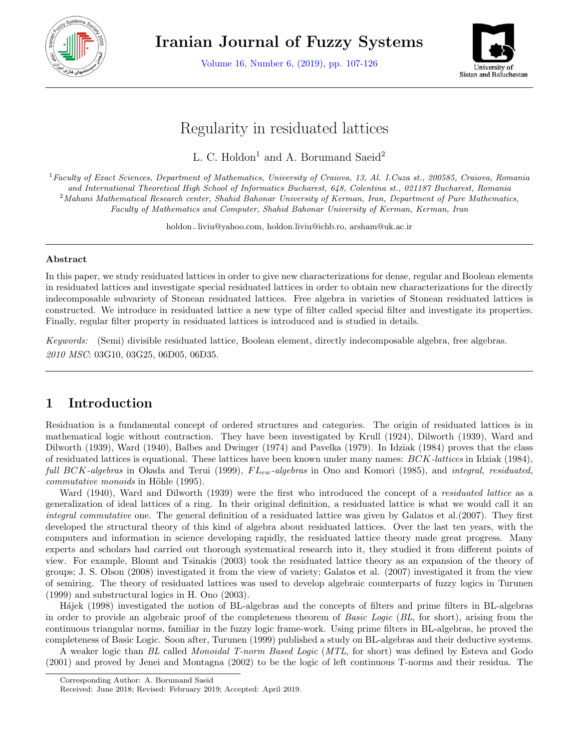# Regularity in residuated lattices

L. C. Holdon[1] and A. Borumand Saeid[2]

[1]*Faculty of Exact Sciences, Department of Mathematics, University of Craiova, 13, Al. I.Cuza st., 200585, Craiova, Romania and International Theoretical High School of Informatics Bucharest, 648, Colentina st., 021187 Bucharest, Romania*
[2]*Mahani Mathematical Research center, Shahid Bahonar University of Kerman, Iran, Department of Pure Mathematics, Faculty of Mathematics and Computer, Shahid Bahonar University of Kerman, Kerman, Iran*

holdon_liviu@yahoo.com, holdon.liviu@ichb.ro, arsham@uk.ac.ir

---

**Abstract**

In this paper, we study residuated lattices in order to give new characterizations for dense, regular and Boolean elements in residuated lattices and investigate special residuated lattices in order to obtain new characterizations for the directly indecomposable subvariety of Stonean residuated lattices. Free algebra in varieties of Stonean residuated lattices is constructed. We introduce in residuated lattice a new type of filter called special filter and investigate its properties. Finally, regular filter property in residuated lattices is introduced and is studied in details.

*Keywords:* (Semi) divisible residuated lattice, Boolean element, directly indecomposable algebra, free algebras.
*2010 MSC*: 03G10, 03G25, 06D05, 06D35.

---

## 1 Introduction

Residuation is a fundamental concept of ordered structures and categories. The origin of residuated lattices is in mathematical logic without contraction. They have been investigated by Krull (1924), Dilworth (1939), Ward and Dilworth (1939), Ward (1940), Balbes and Dwinger (1974) and Pavelka (1979). In Idziak (1984) proves that the class of residuated lattices is equational. These lattices have been known under many names: *BCK-lattices* in Idziak (1984), *full BCK-algebras* in Okada and Terui (1999), *$FL_{ew}$-algebras* in Ono and Komori (1985), and *integral, residuated, commutative monoids* in Höhle (1995).

Ward (1940), Ward and Dilworth (1939) were the first who introduced the concept of a *residuated lattice* as a generalization of ideal lattices of a ring. In their original definition, a residuated lattice is what we would call it an *integral commutative* one. The general definition of a residuated lattice was given by Galatos et al.(2007). They first developed the structural theory of this kind of algebra about residuated lattices. Over the last ten years, with the computers and information in science developing rapidly, the residuated lattice theory made great progress. Many experts and scholars had carried out thorough systematical research into it, they studied it from different points of view. For example, Blount and Tsinakis (2003) took the residuated lattice theory as an expansion of the theory of groups; J. S. Olson (2008) investigated it from the view of variety; Galatos et al. (2007) investigated it from the view of semiring. The theory of residuated lattices was used to develop algebraic counterparts of fuzzy logics in Turunen (1999) and substructural logics in H. Ono (2003).

Hájek (1998) investigated the notion of BL-algebras and the concepts of filters and prime filters in BL-algebras in order to provide an algebraic proof of the completeness theorem of *Basic Logic* (*BL*, for short), arising from the continuous triangular norms, familiar in the fuzzy logic frame-work. Using prime filters in BL-algebras, he proved the completeness of Basic Logic. Soon after, Turunen (1999) published a study on BL-algebras and their deductive systems.

A weaker logic than *BL* called *Monoidal T-norm Based Logic* (*MTL*, for short) was defined by Esteva and Godo (2001) and proved by Jenei and Montagna (2002) to be the logic of left continuous T-norms and their residua. The

---

Corresponding Author: A. Borumand Saeid
Received: June 2018; Revised: February 2019; Accepted: April 2019.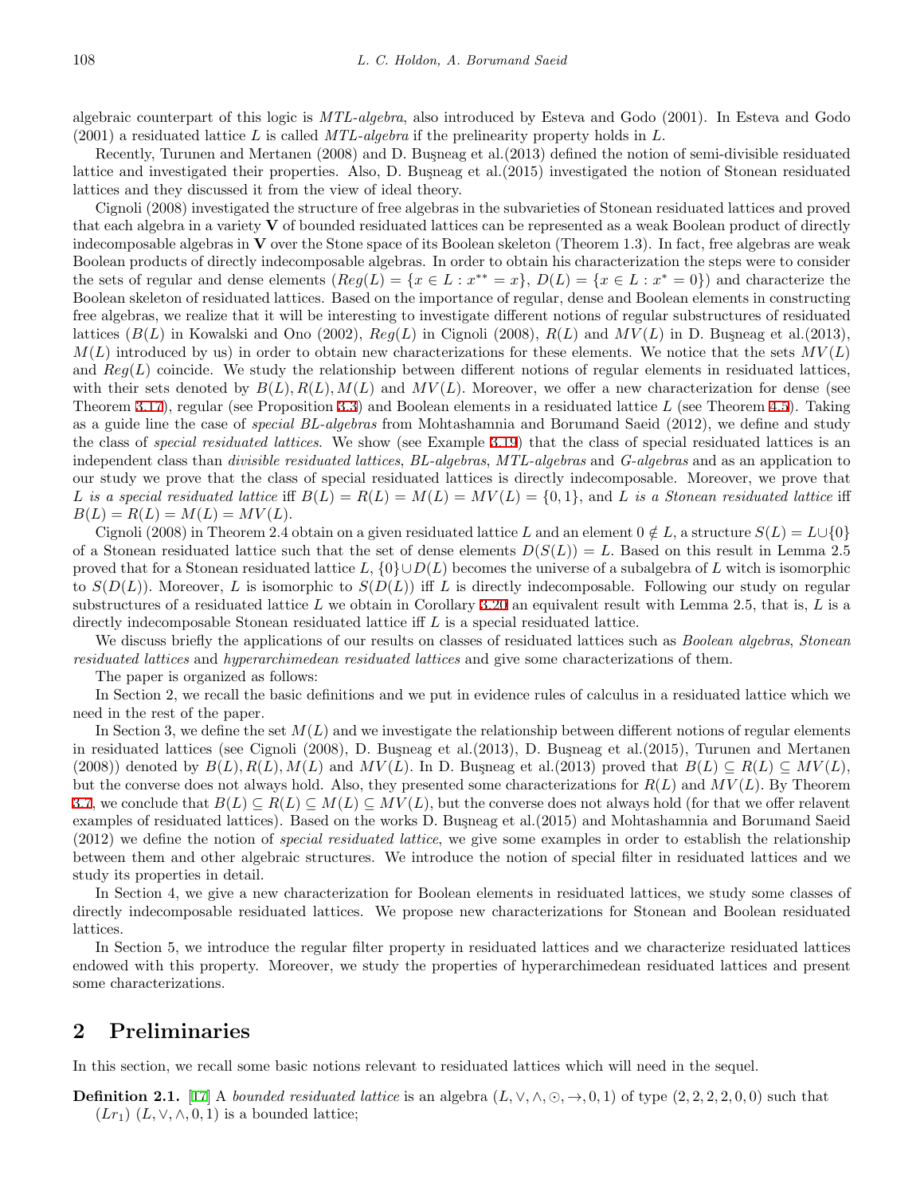algebraic counterpart of this logic is *MTL-algebra*, also introduced by Esteva and Godo (2001). In Esteva and Godo (2001) a residuated lattice $L$ is called *MTL-algebra* if the prelinearity property holds in $L$.

Recently, Turunen and Mertanen (2008) and D. Buşneag et al.(2013) defined the notion of semi-divisible residuated lattice and investigated their properties. Also, D. Buşneag et al.(2015) investigated the notion of Stonean residuated lattices and they discussed it from the view of ideal theory.

Cignoli (2008) investigated the structure of free algebras in the subvarieties of Stonean residuated lattices and proved that each algebra in a variety $\mathbf{V}$ of bounded residuated lattices can be represented as a weak Boolean product of directly indecomposable algebras in $\mathbf{V}$ over the Stone space of its Boolean skeleton (Theorem 1.3). In fact, free algebras are weak Boolean products of directly indecomposable algebras. In order to obtain his characterization the steps were to consider the sets of regular and dense elements ($Reg(L) = \{x \in L : x^{**} = x\}$, $D(L) = \{x \in L : x^{*} = 0\}$) and characterize the Boolean skeleton of residuated lattices. Based on the importance of regular, dense and Boolean elements in constructing free algebras, we realize that it will be interesting to investigate different notions of regular substructures of residuated lattices ($B(L)$ in Kowalski and Ono (2002), $Reg(L)$ in Cignoli (2008), $R(L)$ and $MV(L)$ in D. Buşneag et al.(2013), $M(L)$ introduced by us) in order to obtain new characterizations for these elements. We notice that the sets $MV(L)$ and $Reg(L)$ coincide. We study the relationship between different notions of regular elements in residuated lattices, with their sets denoted by $B(L), R(L), M(L)$ and $MV(L)$. Moreover, we offer a new characterization for dense (see Theorem 3.17), regular (see Proposition 3.3) and Boolean elements in a residuated lattice $L$ (see Theorem 4.5). Taking as a guide line the case of *special BL-algebras* from Mohtashamnia and Borumand Saeid (2012), we define and study the class of *special residuated lattices*. We show (see Example 3.19) that the class of special residuated lattices is an independent class than *divisible residuated lattices*, *BL-algebras*, *MTL-algebras* and *G-algebras* and as an application to our study we prove that the class of special residuated lattices is directly indecomposable. Moreover, we prove that *$L$ is a special residuated lattice* iff $B(L) = R(L) = M(L) = MV(L) = \{0, 1\}$, and *$L$ is a Stonean residuated lattice* iff $B(L) = R(L) = M(L) = MV(L)$.

Cignoli (2008) in Theorem 2.4 obtain on a given residuated lattice $L$ and an element $0 \notin L$, a structure $S(L) = L\cup\{0\}$ of a Stonean residuated lattice such that the set of dense elements $D(S(L)) = L$. Based on this result in Lemma 2.5 proved that for a Stonean residuated lattice $L$, $\{0\}\cup D(L)$ becomes the universe of a subalgebra of $L$ witch is isomorphic to $S(D(L))$. Moreover, $L$ is isomorphic to $S(D(L))$ iff $L$ is directly indecomposable. Following our study on regular substructures of a residuated lattice $L$ we obtain in Corollary 3.20 an equivalent result with Lemma 2.5, that is, $L$ is a directly indecomposable Stonean residuated lattice iff $L$ is a special residuated lattice.

We discuss briefly the applications of our results on classes of residuated lattices such as *Boolean algebras*, *Stonean residuated lattices* and *hyperarchimedean residuated lattices* and give some characterizations of them.

The paper is organized as follows:

In Section 2, we recall the basic definitions and we put in evidence rules of calculus in a residuated lattice which we need in the rest of the paper.

In Section 3, we define the set $M(L)$ and we investigate the relationship between different notions of regular elements in residuated lattices (see Cignoli (2008), D. Buşneag et al.(2013), D. Buşneag et al.(2015), Turunen and Mertanen (2008)) denoted by $B(L), R(L), M(L)$ and $MV(L)$. In D. Buşneag et al.(2013) proved that $B(L) \subseteq R(L) \subseteq MV(L)$, but the converse does not always hold. Also, they presented some characterizations for $R(L)$ and $MV(L)$. By Theorem 3.7, we conclude that $B(L) \subseteq R(L) \subseteq M(L) \subseteq MV(L)$, but the converse does not always hold (for that we offer relavent examples of residuated lattices). Based on the works D. Buşneag et al.(2015) and Mohtashamnia and Borumand Saeid (2012) we define the notion of *special residuated lattice*, we give some examples in order to establish the relationship between them and other algebraic structures. We introduce the notion of special filter in residuated lattices and we study its properties in detail.

In Section 4, we give a new characterization for Boolean elements in residuated lattices, we study some classes of directly indecomposable residuated lattices. We propose new characterizations for Stonean and Boolean residuated lattices.

In Section 5, we introduce the regular filter property in residuated lattices and we characterize residuated lattices endowed with this property. Moreover, we study the properties of hyperarchimedean residuated lattices and present some characterizations.

## 2 Preliminaries

In this section, we recall some basic notions relevant to residuated lattices which will need in the sequel.

**Definition 2.1.** [17] A *bounded residuated lattice* is an algebra $(L, \vee, \wedge, \odot, \rightarrow, 0, 1)$ of type $(2, 2, 2, 2, 0, 0)$ such that
$(Lr_1)$ $(L, \vee, \wedge, 0, 1)$ is a bounded lattice;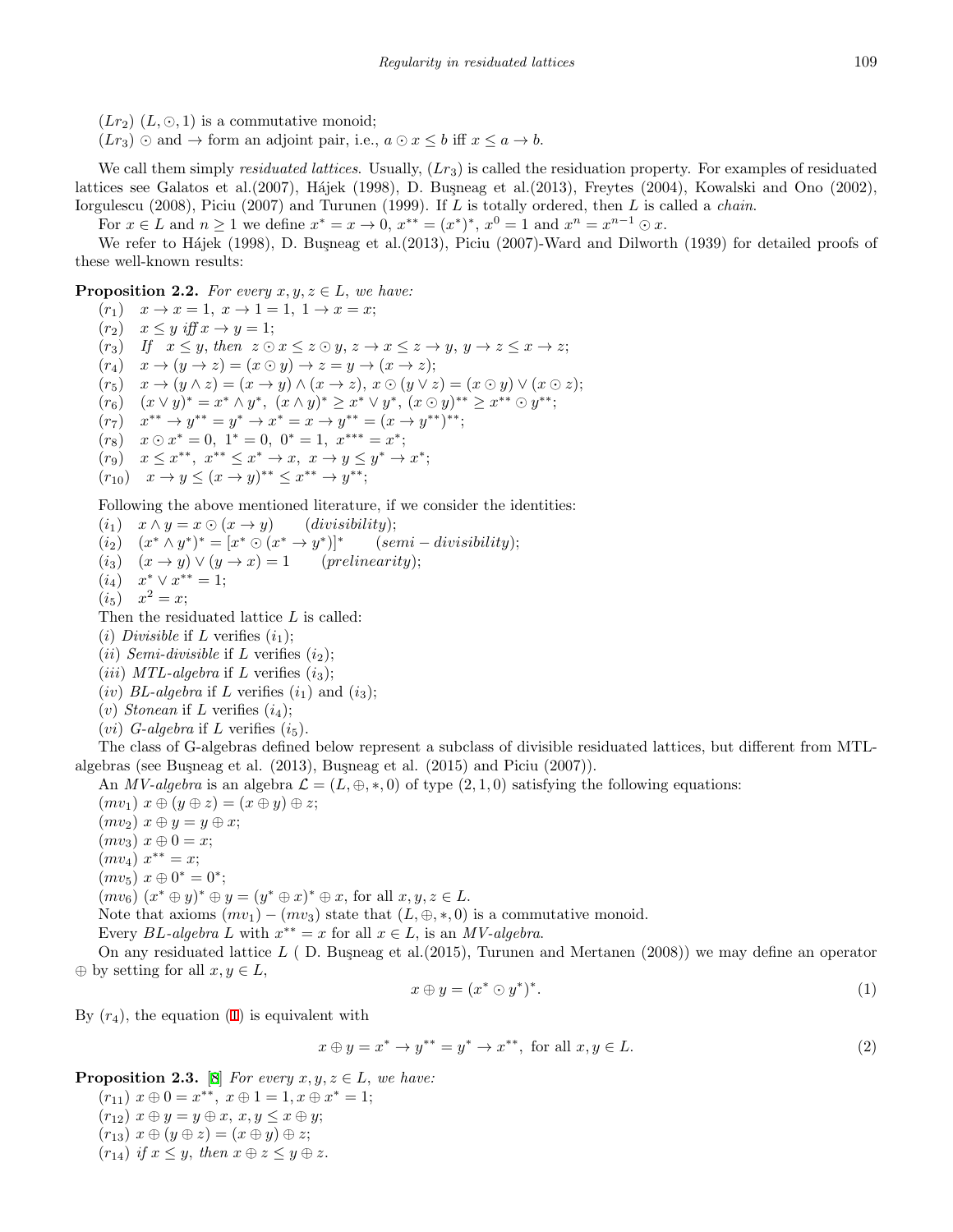($Lr_2$) $(L, \odot, 1)$ is a commutative monoid;

($Lr_3$) $\odot$ and $\rightarrow$ form an adjoint pair, i.e., $a \odot x \leq b$ iff $x \leq a \rightarrow b$.

We call them simply *residuated lattices*. Usually, ($Lr_3$) is called the residuation property. For examples of residuated lattices see Galatos et al.(2007), Hájek (1998), D. Buşneag et al.(2013), Freytes (2004), Kowalski and Ono (2002), Iorgulescu (2008), Piciu (2007) and Turunen (1999). If $L$ is totally ordered, then $L$ is called a *chain*.

For $x \in L$ and $n \geq 1$ we define $x^* = x \rightarrow 0$, $x^{**} = (x^*)^*$, $x^0 = 1$ and $x^n = x^{n-1} \odot x$.

We refer to Hájek (1998), D. Buşneag et al.(2013), Piciu (2007)-Ward and Dilworth (1939) for detailed proofs of these well-known results:

**Proposition 2.2.** *For every $x, y, z \in L$, we have:*

($r_1$) $\quad x \rightarrow x = 1,\ x \rightarrow 1 = 1,\ 1 \rightarrow x = x$;

($r_2$) $\quad x \leq y$ *iff* $x \rightarrow y = 1$;

($r_3$) $\quad$ *If* $\ x \leq y$, *then* $\ z \odot x \leq z \odot y,\ z \rightarrow x \leq z \rightarrow y,\ y \rightarrow z \leq x \rightarrow z$;

($r_4$) $\quad x \rightarrow (y \rightarrow z) = (x \odot y) \rightarrow z = y \rightarrow (x \rightarrow z)$;

($r_5$) $\quad x \rightarrow (y \wedge z) = (x \rightarrow y) \wedge (x \rightarrow z),\ x \odot (y \vee z) = (x \odot y) \vee (x \odot z)$;

($r_6$) $\quad (x \vee y)^* = x^* \wedge y^*,\ (x \wedge y)^* \geq x^* \vee y^*,\ (x \odot y)^{**} \geq x^{**} \odot y^{**}$;

($r_7$) $\quad x^{**} \rightarrow y^{**} = y^* \rightarrow x^* = x \rightarrow y^{**} = (x \rightarrow y^{**})^{**}$;

($r_8$) $\quad x \odot x^* = 0,\ 1^* = 0,\ 0^* = 1,\ x^{***} = x^*$;

($r_9$) $\quad x \leq x^{**},\ x^{**} \leq x^* \rightarrow x,\ x \rightarrow y \leq y^* \rightarrow x^*$;

($r_{10}$) $\quad x \rightarrow y \leq (x \rightarrow y)^{**} \leq x^{**} \rightarrow y^{**}$;

Following the above mentioned literature, if we consider the identities:

($i_1$) $\quad x \wedge y = x \odot (x \rightarrow y) \qquad$ (*divisibility*);

($i_2$) $\quad (x^* \wedge y^*)^* = [x^* \odot (x^* \rightarrow y^*)]^* \qquad$ (*semi−divisibility*);

($i_3$) $\quad (x \rightarrow y) \vee (y \rightarrow x) = 1 \qquad$ (*prelinearity*);

($i_4$) $\quad x^* \vee x^{**} = 1$;

($i_5$) $\quad x^2 = x$;

Then the residuated lattice $L$ is called:

($i$) *Divisible* if $L$ verifies ($i_1$);

($ii$) *Semi-divisible* if $L$ verifies ($i_2$);

($iii$) *MTL-algebra* if $L$ verifies ($i_3$);

($iv$) *BL-algebra* if $L$ verifies ($i_1$) and ($i_3$);

($v$) *Stonean* if $L$ verifies ($i_4$);

($vi$) *G-algebra* if $L$ verifies ($i_5$).

The class of G-algebras defined below represent a subclass of divisible residuated lattices, but different from MTL-algebras (see Buşneag et al. (2013), Buşneag et al. (2015) and Piciu (2007)).

An *MV-algebra* is an algebra $\mathcal{L} = (L, \oplus, *, 0)$ of type $(2, 1, 0)$ satisfying the following equations:

($mv_1$) $x \oplus (y \oplus z) = (x \oplus y) \oplus z$;

($mv_2$) $x \oplus y = y \oplus x$;

($mv_3$) $x \oplus 0 = x$;

($mv_4$) $x^{**} = x$;

($mv_5$) $x \oplus 0^* = 0^*$;

($mv_6$) $(x^* \oplus y)^* \oplus y = (y^* \oplus x)^* \oplus x$, for all $x, y, z \in L$.

Note that axioms ($mv_1$) − ($mv_3$) state that $(L, \oplus, *, 0)$ is a commutative monoid.

Every *BL-algebra* $L$ with $x^{**} = x$ for all $x \in L$, is an *MV-algebra*.

On any residuated lattice $L$ ( D. Buşneag et al.(2015), Turunen and Mertanen (2008)) we may define an operator $\oplus$ by setting for all $x, y \in L$,

$$x \oplus y = (x^* \odot y^*)^*. \tag{1}$$

By ($r_4$), the equation (1) is equivalent with

$$x \oplus y = x^* \rightarrow y^{**} = y^* \rightarrow x^{**}, \text{ for all } x, y \in L. \tag{2}$$

**Proposition 2.3.** [8] *For every $x, y, z \in L$, we have:*

($r_{11}$) $x \oplus 0 = x^{**},\ x \oplus 1 = 1, x \oplus x^* = 1$;

($r_{12}$) $x \oplus y = y \oplus x,\ x, y \leq x \oplus y$;

($r_{13}$) $x \oplus (y \oplus z) = (x \oplus y) \oplus z$;

($r_{14}$) *if* $x \leq y$, *then* $x \oplus z \leq y \oplus z$.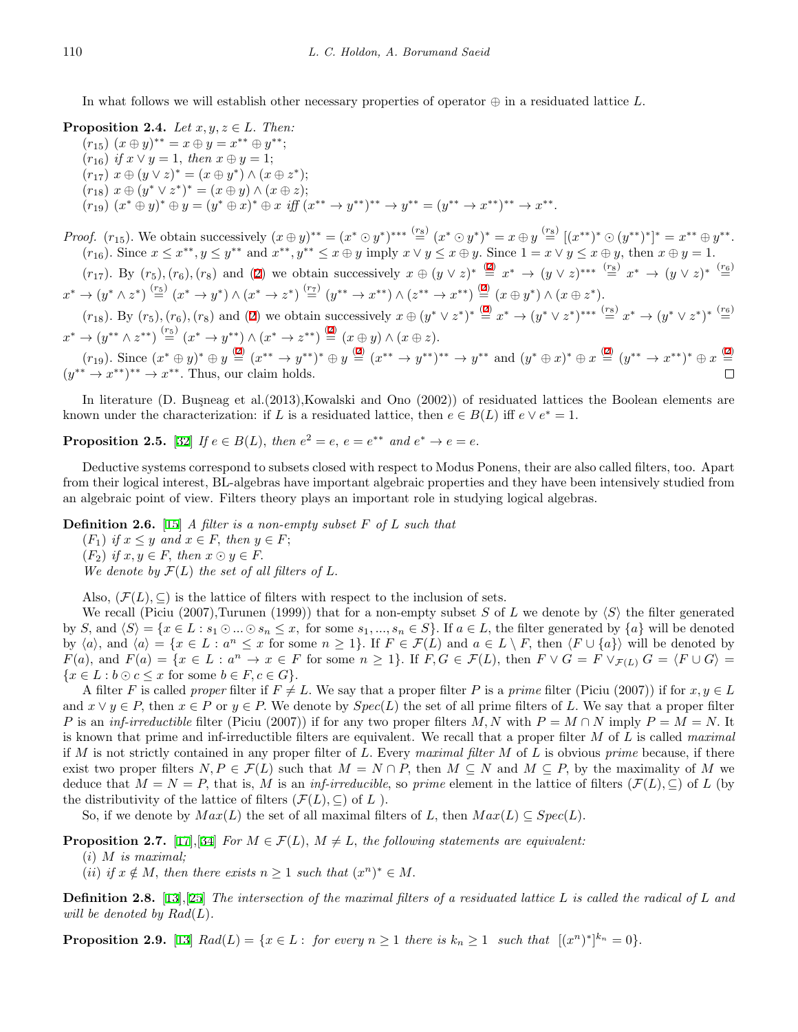In what follows we will establish other necessary properties of operator $\oplus$ in a residuated lattice $L$.

**Proposition 2.4.** *Let $x, y, z \in L$. Then:*

$(r_{15})$ $(x \oplus y)^{**} = x \oplus y = x^{**} \oplus y^{**}$;

$(r_{16})$ *if* $x \vee y = 1$, *then* $x \oplus y = 1$;

$(r_{17})$ $x \oplus (y \vee z)^* = (x \oplus y^*) \wedge (x \oplus z^*)$;

$(r_{18})$ $x \oplus (y^* \vee z^*)^* = (x \oplus y) \wedge (x \oplus z)$;

$(r_{19})$ $(x^* \oplus y)^* \oplus y = (y^* \oplus x)^* \oplus x$ *iff* $(x^{**} \to y^{**})^{**} \to y^{**} = (y^{**} \to x^{**})^{**} \to x^{**}$.

*Proof.* $(r_{15})$. We obtain successively $(x \oplus y)^{**} = (x^* \odot y^*)^{***} \overset{(r_8)}{=} (x^* \odot y^*)^* = x \oplus y \overset{(r_8)}{=} [(x^{**})^* \odot (y^{**})^*]^* = x^{**} \oplus y^{**}$.

$(r_{16})$. Since $x \le x^{**}, y \le y^{**}$ and $x^{**}, y^{**} \le x \oplus y$ imply $x \vee y \le x \oplus y$. Since $1 = x \vee y \le x \oplus y$, then $x \oplus y = 1$.

$(r_{17})$. By $(r_5), (r_6), (r_8)$ and (2) we obtain successively $x \oplus (y \vee z)^* \overset{(2)}{=} x^* \to (y \vee z)^{***} \overset{(r_8)}{=} x^* \to (y \vee z)^* \overset{(r_6)}{=} x^* \to (y^* \wedge z^*) \overset{(r_5)}{=} (x^* \to y^*) \wedge (x^* \to z^*) \overset{(r_7)}{=} (y^{**} \to x^{**}) \wedge (z^{**} \to x^{**}) \overset{(2)}{=} (x \oplus y^*) \wedge (x \oplus z^*)$.

$(r_{18})$. By $(r_5), (r_6), (r_8)$ and (2) we obtain successively $x \oplus (y^* \vee z^*)^* \overset{(2)}{=} x^* \to (y^* \vee z^*)^{***} \overset{(r_8)}{=} x^* \to (y^* \vee z^*)^* \overset{(r_6)}{=} x^* \to (y^{**} \wedge z^{**}) \overset{(r_5)}{=} (x^* \to y^{**}) \wedge (x^* \to z^{**}) \overset{(2)}{=} (x \oplus y) \wedge (x \oplus z)$.

$(r_{19})$. Since $(x^* \oplus y)^* \oplus y \overset{(2)}{=} (x^{**} \to y^{**})^* \oplus y \overset{(2)}{=} (x^{**} \to y^{**})^{**} \to y^{**}$ and $(y^* \oplus x)^* \oplus x \overset{(2)}{=} (y^{**} \to x^{**})^* \oplus x \overset{(2)}{=} (y^{**} \to x^{**})^{**} \to x^{**}$. Thus, our claim holds. $\square$

In literature (D. Buşneag et al.(2013),Kowalski and Ono (2002)) of residuated lattices the Boolean elements are known under the characterization: if $L$ is a residuated lattice, then $e \in B(L)$ iff $e \vee e^* = 1$.

**Proposition 2.5.** [32] *If $e \in B(L)$, then $e^2 = e$, $e = e^{**}$ and $e^* \to e = e$.*

Deductive systems correspond to subsets closed with respect to Modus Ponens, their are also called filters, too. Apart from their logical interest, BL-algebras have important algebraic properties and they have been intensively studied from an algebraic point of view. Filters theory plays an important role in studying logical algebras.

**Definition 2.6.** [15] *A filter is a non-empty subset $F$ of $L$ such that*

$(F_1)$ *if $x \le y$ and $x \in F$, then $y \in F$;*

$(F_2)$ *if $x, y \in F$, then $x \odot y \in F$.*

*We denote by $\mathcal{F}(L)$ the set of all filters of $L$.*

Also, $(\mathcal{F}(L), \subseteq)$ is the lattice of filters with respect to the inclusion of sets.

We recall (Piciu (2007),Turunen (1999)) that for a non-empty subset $S$ of $L$ we denote by $\langle S \rangle$ the filter generated by $S$, and $\langle S \rangle = \{x \in L : s_1 \odot ... \odot s_n \le x$, for some $s_1, ..., s_n \in S\}$. If $a \in L$, the filter generated by $\{a\}$ will be denoted by $\langle a \rangle$, and $\langle a \rangle = \{x \in L : a^n \le x$ for some $n \ge 1\}$. If $F \in \mathcal{F}(L)$ and $a \in L \setminus F$, then $\langle F \cup \{a\} \rangle$ will be denoted by $F(a)$, and $F(a) = \{x \in L : a^n \to x \in F$ for some $n \ge 1\}$. If $F, G \in \mathcal{F}(L)$, then $F \vee G = F \vee_{\mathcal{F}(L)} G = \langle F \cup G \rangle = \{x \in L : b \odot c \le x$ for some $b \in F, c \in G\}$.

A filter $F$ is called *proper* filter if $F \ne L$. We say that a proper filter $P$ is a *prime* filter (Piciu (2007)) if for $x, y \in L$ and $x \vee y \in P$, then $x \in P$ or $y \in P$. We denote by $Spec(L)$ the set of all prime filters of $L$. We say that a proper filter $P$ is an *inf-irreductible* filter (Piciu (2007)) if for any two proper filters $M, N$ with $P = M \cap N$ imply $P = M = N$. It is known that prime and inf-irreducible filters are equivalent. We recall that a proper filter $M$ of $L$ is called *maximal* if $M$ is not strictly contained in any proper filter of $L$. Every *maximal filter* $M$ of $L$ is obvious *prime* because, if there exist two proper filters $N, P \in \mathcal{F}(L)$ such that $M = N \cap P$, then $M \subseteq N$ and $M \subseteq P$, by the maximality of $M$ we deduce that $M = N = P$, that is, $M$ is an *inf-irreducible*, so *prime* element in the lattice of filters $(\mathcal{F}(L), \subseteq)$ of $L$ (by the distributivity of the lattice of filters $(\mathcal{F}(L), \subseteq)$ of $L$ ).

So, if we denote by $Max(L)$ the set of all maximal filters of $L$, then $Max(L) \subseteq Spec(L)$.

**Proposition 2.7.** [17],[34] *For $M \in \mathcal{F}(L)$, $M \ne L$, the following statements are equivalent:*

$(i)$ *$M$ is maximal;*

$(ii)$ *if $x \notin M$, then there exists $n \ge 1$ such that $(x^n)^* \in M$.*

**Definition 2.8.** [13],[25] *The intersection of the maximal filters of a residuated lattice $L$ is called the radical of $L$ and will be denoted by $Rad(L)$.*

**Proposition 2.9.** [13] $Rad(L) = \{x \in L :$ *for every $n \ge 1$ there is $k_n \ge 1$ such that* $[(x^n)^*]^{k_n} = 0\}$.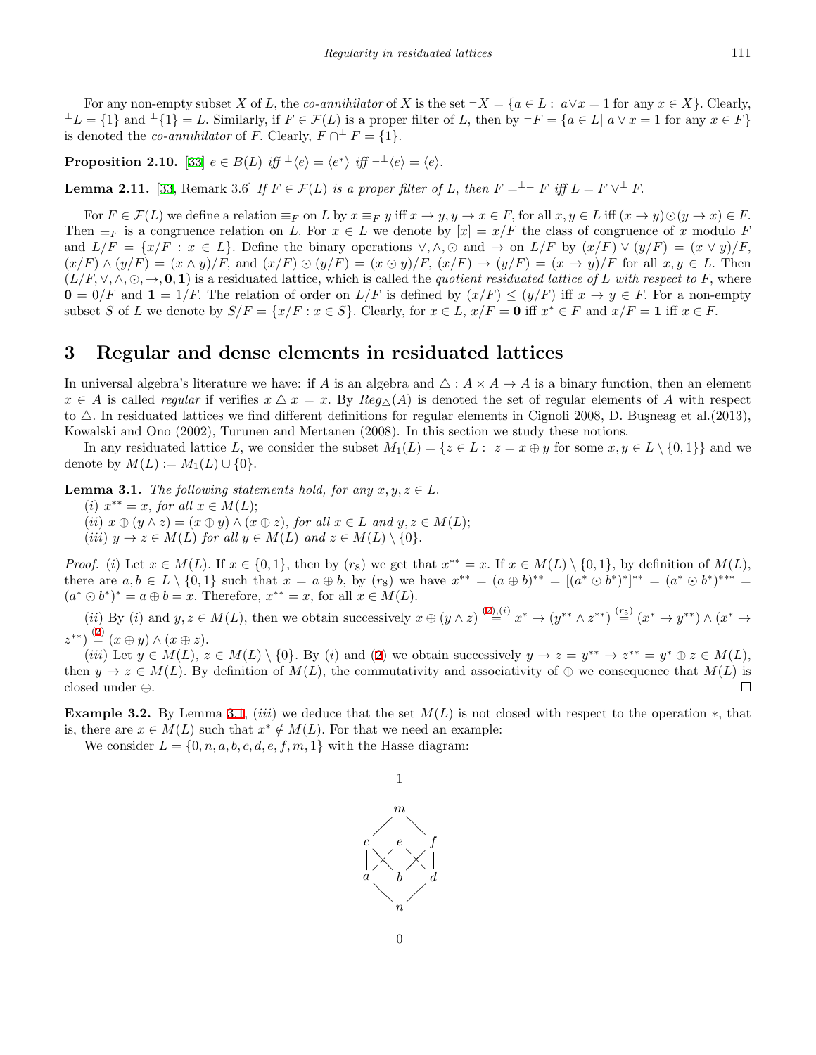For any non-empty subset $X$ of $L$, the *co-annihilator* of $X$ is the set ${}^{\perp}X = \{a \in L : a \vee x = 1 \text{ for any } x \in X\}$. Clearly, ${}^{\perp}L = \{1\}$ and ${}^{\perp}\{1\} = L$. Similarly, if $F \in \mathcal{F}(L)$ is a proper filter of $L$, then by ${}^{\perp}F = \{a \in L | \ a \vee x = 1 \text{ for any } x \in F\}$ is denoted the *co-annihilator* of $F$. Clearly, $F \cap^{\perp} F = \{1\}$.

**Proposition 2.10.** [33] *$e \in B(L)$ iff ${}^{\perp}\langle e\rangle = \langle e^*\rangle$ iff ${}^{\perp\perp}\langle e\rangle = \langle e\rangle$.*

**Lemma 2.11.** [33, Remark 3.6] *If $F \in \mathcal{F}(L)$ is a proper filter of $L$, then $F =^{\perp\perp} F$ iff $L = F \vee^{\perp} F$.*

For $F \in \mathcal{F}(L)$ we define a relation $\equiv_F$ on $L$ by $x \equiv_F y$ iff $x \to y, y \to x \in F$, for all $x, y \in L$ iff $(x \to y) \odot (y \to x) \in F$. Then $\equiv_F$ is a congruence relation on $L$. For $x \in L$ we denote by $[x] = x/F$ the class of congruence of $x$ modulo $F$ and $L/F = \{x/F : x \in L\}$. Define the binary operations $\vee, \wedge, \odot$ and $\to$ on $L/F$ by $(x/F) \vee (y/F) = (x \vee y)/F$, $(x/F) \wedge (y/F) = (x \wedge y)/F$, and $(x/F) \odot (y/F) = (x \odot y)/F$, $(x/F) \to (y/F) = (x \to y)/F$ for all $x, y \in L$. Then $(L/F, \vee, \wedge, \odot, \to, \mathbf{0}, \mathbf{1})$ is a residuated lattice, which is called the *quotient residuated lattice of $L$ with respect to $F$*, where $\mathbf{0} = 0/F$ and $\mathbf{1} = 1/F$. The relation of order on $L/F$ is defined by $(x/F) \leq (y/F)$ iff $x \to y \in F$. For a non-empty subset $S$ of $L$ we denote by $S/F = \{x/F : x \in S\}$. Clearly, for $x \in L$, $x/F = \mathbf{0}$ iff $x^* \in F$ and $x/F = \mathbf{1}$ iff $x \in F$.

# 3 Regular and dense elements in residuated lattices

In universal algebra's literature we have: if $A$ is an algebra and $\triangle : A \times A \to A$ is a binary function, then an element $x \in A$ is called *regular* if verifies $x \triangle x = x$. By $Reg_{\triangle}(A)$ is denoted the set of regular elements of $A$ with respect to $\triangle$. In residuated lattices we find different definitions for regular elements in Cignoli 2008, D. Buşneag et al.(2013), Kowalski and Ono (2002), Turunen and Mertanen (2008). In this section we study these notions.

In any residuated lattice $L$, we consider the subset $M_1(L) = \{z \in L : \ z = x \oplus y \text{ for some } x, y \in L \setminus \{0, 1\}\}$ and we denote by $M(L) := M_1(L) \cup \{0\}$.

**Lemma 3.1.** *The following statements hold, for any $x, y, z \in L$.*
*(i) $x^{**} = x$, for all $x \in M(L)$;*
*(ii) $x \oplus (y \wedge z) = (x \oplus y) \wedge (x \oplus z)$, for all $x \in L$ and $y, z \in M(L)$;*
*(iii) $y \to z \in M(L)$ for all $y \in M(L)$ and $z \in M(L) \setminus \{0\}$.*

*Proof.* (i) Let $x \in M(L)$. If $x \in \{0, 1\}$, then by $(r_8)$ we get that $x^{**} = x$. If $x \in M(L) \setminus \{0, 1\}$, by definition of $M(L)$, there are $a, b \in L \setminus \{0, 1\}$ such that $x = a \oplus b$, by $(r_8)$ we have $x^{**} = (a \oplus b)^{**} = [(a^* \odot b^*)^*]^{**} = (a^* \odot b^*)^{***} = (a^* \odot b^*)^* = a \oplus b = x$. Therefore, $x^{**} = x$, for all $x \in M(L)$.

(ii) By (i) and $y, z \in M(L)$, then we obtain successively $x \oplus (y \wedge z) \overset{(2),(i)}{=} x^* \to (y^{**} \wedge z^{**}) \overset{(r_5)}{=} (x^* \to y^{**}) \wedge (x^* \to z^{**}) \overset{(2)}{=} (x \oplus y) \wedge (x \oplus z)$.

(iii) Let $y \in M(L)$, $z \in M(L) \setminus \{0\}$. By (i) and (2) we obtain successively $y \to z = y^{**} \to z^{**} = y^* \oplus z \in M(L)$, then $y \to z \in M(L)$. By definition of $M(L)$, the commutativity and associativity of $\oplus$ we consequence that $M(L)$ is closed under $\oplus$. $\square$

**Example 3.2.** By Lemma 3.1, (iii) we deduce that the set $M(L)$ is not closed with respect to the operation $*$, that is, there are $x \in M(L)$ such that $x^* \notin M(L)$. For that we need an example:

We consider $L = \{0, n, a, b, c, d, e, f, m, 1\}$ with the Hasse diagram: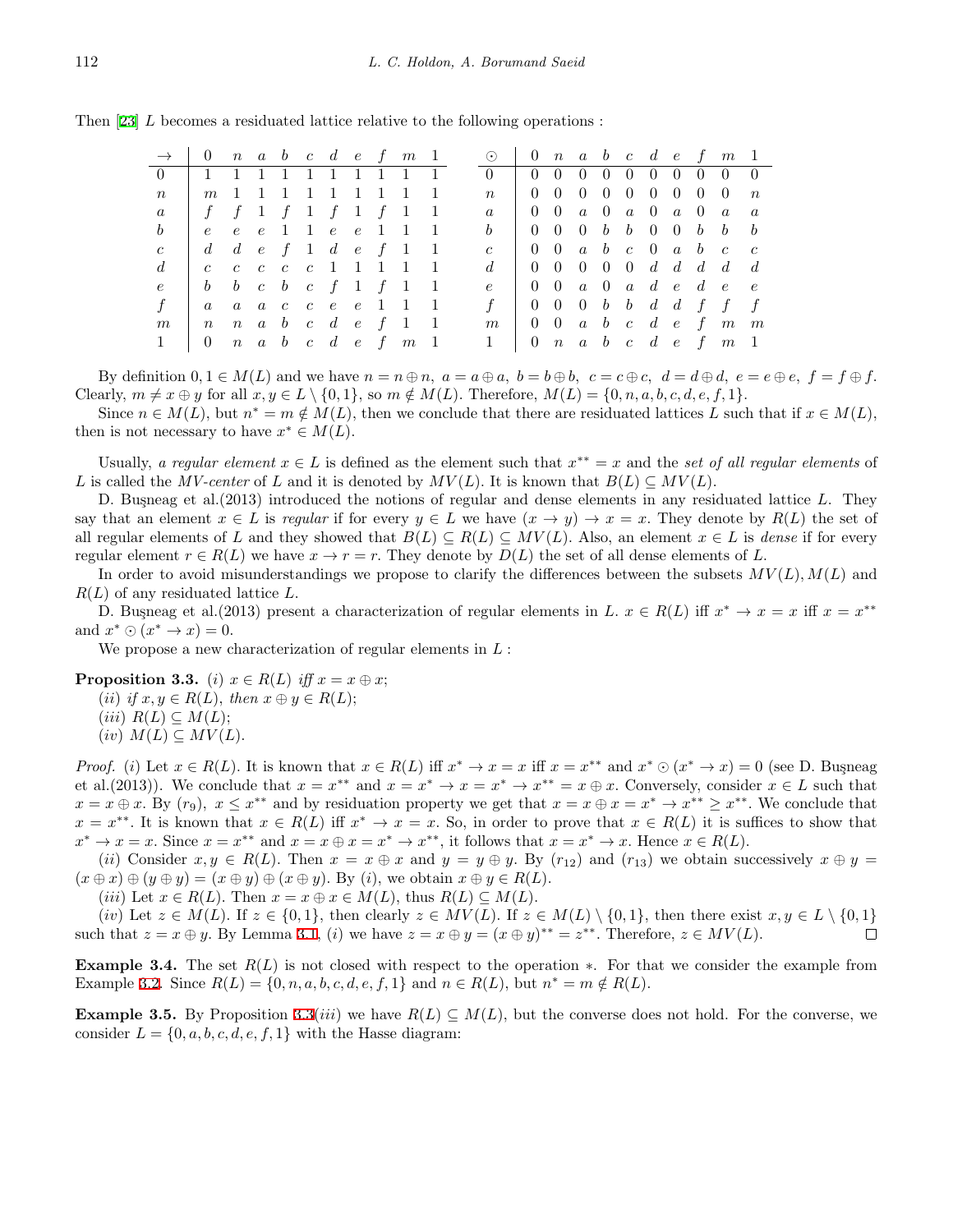Then [23] $L$ becomes a residuated lattice relative to the following operations :

| $\rightarrow$ | $0$ | $n$ | $a$ | $b$ | $c$ | $d$ | $e$ | $f$ | $m$ | $1$ |
|---|---|---|---|---|---|---|---|---|---|---|
| $0$ | $1$ | $1$ | $1$ | $1$ | $1$ | $1$ | $1$ | $1$ | $1$ | $1$ |
| $n$ | $m$ | $1$ | $1$ | $1$ | $1$ | $1$ | $1$ | $1$ | $1$ | $1$ |
| $a$ | $f$ | $f$ | $1$ | $f$ | $1$ | $f$ | $1$ | $f$ | $1$ | $1$ |
| $b$ | $e$ | $e$ | $e$ | $1$ | $1$ | $e$ | $e$ | $1$ | $1$ | $1$ |
| $c$ | $d$ | $d$ | $e$ | $f$ | $1$ | $d$ | $e$ | $f$ | $1$ | $1$ |
| $d$ | $c$ | $c$ | $c$ | $c$ | $c$ | $1$ | $1$ | $1$ | $1$ | $1$ |
| $e$ | $b$ | $b$ | $c$ | $b$ | $c$ | $f$ | $1$ | $f$ | $1$ | $1$ |
| $f$ | $a$ | $a$ | $a$ | $c$ | $c$ | $e$ | $e$ | $1$ | $1$ | $1$ |
| $m$ | $n$ | $n$ | $a$ | $b$ | $c$ | $d$ | $e$ | $f$ | $1$ | $1$ |
| $1$ | $0$ | $n$ | $a$ | $b$ | $c$ | $d$ | $e$ | $f$ | $m$ | $1$ |

| $\odot$ | $0$ | $n$ | $a$ | $b$ | $c$ | $d$ | $e$ | $f$ | $m$ | $1$ |
|---|---|---|---|---|---|---|---|---|---|---|
| $0$ | $0$ | $0$ | $0$ | $0$ | $0$ | $0$ | $0$ | $0$ | $0$ | $0$ |
| $n$ | $0$ | $0$ | $0$ | $0$ | $0$ | $0$ | $0$ | $0$ | $0$ | $n$ |
| $a$ | $0$ | $0$ | $a$ | $0$ | $a$ | $0$ | $a$ | $0$ | $a$ | $a$ |
| $b$ | $0$ | $0$ | $0$ | $b$ | $b$ | $0$ | $0$ | $b$ | $b$ | $b$ |
| $c$ | $0$ | $0$ | $a$ | $b$ | $c$ | $0$ | $a$ | $b$ | $c$ | $c$ |
| $d$ | $0$ | $0$ | $0$ | $0$ | $0$ | $d$ | $d$ | $d$ | $d$ | $d$ |
| $e$ | $0$ | $0$ | $a$ | $0$ | $a$ | $d$ | $e$ | $d$ | $e$ | $e$ |
| $f$ | $0$ | $0$ | $0$ | $b$ | $b$ | $d$ | $d$ | $f$ | $f$ | $f$ |
| $m$ | $0$ | $0$ | $a$ | $b$ | $c$ | $d$ | $e$ | $f$ | $m$ | $m$ |
| $1$ | $0$ | $n$ | $a$ | $b$ | $c$ | $d$ | $e$ | $f$ | $m$ | $1$ |

By definition $0, 1 \in M(L)$ and we have $n = n \oplus n,\ a = a \oplus a,\ b = b \oplus b,\ c = c \oplus c,\ d = d \oplus d,\ e = e \oplus e,\ f = f \oplus f$. Clearly, $m \neq x \oplus y$ for all $x, y \in L \setminus \{0, 1\}$, so $m \notin M(L)$. Therefore, $M(L) = \{0, n, a, b, c, d, e, f, 1\}$.

Since $n \in M(L)$, but $n^* = m \notin M(L)$, then we conclude that there are residuated lattices $L$ such that if $x \in M(L)$, then is not necessary to have $x^* \in M(L)$.

Usually, *a regular element* $x \in L$ is defined as the element such that $x^{**} = x$ and the *set of all regular elements* of $L$ is called the *MV-center* of $L$ and it is denoted by $MV(L)$. It is known that $B(L) \subseteq MV(L)$.

D. Buşneag et al.(2013) introduced the notions of regular and dense elements in any residuated lattice $L$. They say that an element $x \in L$ is *regular* if for every $y \in L$ we have $(x \rightarrow y) \rightarrow x = x$. They denote by $R(L)$ the set of all regular elements of $L$ and they showed that $B(L) \subseteq R(L) \subseteq MV(L)$. Also, an element $x \in L$ is *dense* if for every regular element $r \in R(L)$ we have $x \rightarrow r = r$. They denote by $D(L)$ the set of all dense elements of $L$.

In order to avoid misunderstandings we propose to clarify the differences between the subsets $MV(L), M(L)$ and $R(L)$ of any residuated lattice $L$.

D. Buşneag et al.(2013) present a characterization of regular elements in $L$. $x \in R(L)$ iff $x^* \rightarrow x = x$ iff $x = x^{**}$ and $x^* \odot (x^* \rightarrow x) = 0$.

We propose a new characterization of regular elements in $L$ :

**Proposition 3.3.** *(i)* $x \in R(L)$ *iff* $x = x \oplus x$;

*(ii) if* $x, y \in R(L)$*, then* $x \oplus y \in R(L)$;

*(iii)* $R(L) \subseteq M(L)$;

*(iv)* $M(L) \subseteq MV(L)$.

*Proof.* $(i)$ Let $x \in R(L)$. It is known that $x \in R(L)$ iff $x^* \rightarrow x = x$ iff $x = x^{**}$ and $x^* \odot (x^* \rightarrow x) = 0$ (see D. Buşneag et al.(2013)). We conclude that $x = x^{**}$ and $x = x^* \rightarrow x = x^* \rightarrow x^{**} = x \oplus x$. Conversely, consider $x \in L$ such that $x = x \oplus x$. By $(r_9)$, $x \leq x^{**}$ and by residuation property we get that $x = x \oplus x = x^* \rightarrow x^{**} \geq x^{**}$. We conclude that $x = x^{**}$. It is known that $x \in R(L)$ iff $x^* \rightarrow x = x$. So, in order to prove that $x \in R(L)$ it is suffices to show that $x^* \rightarrow x = x$. Since $x = x^{**}$ and $x = x \oplus x = x^* \rightarrow x^{**}$, it follows that $x = x^* \rightarrow x$. Hence $x \in R(L)$.

$(ii)$ Consider $x, y \in R(L)$. Then $x = x \oplus x$ and $y = y \oplus y$. By $(r_{12})$ and $(r_{13})$ we obtain successively $x \oplus y = (x \oplus x) \oplus (y \oplus y) = (x \oplus y) \oplus (x \oplus y)$. By $(i)$, we obtain $x \oplus y \in R(L)$.

$(iii)$ Let $x \in R(L)$. Then $x = x \oplus x \in M(L)$, thus $R(L) \subseteq M(L)$.

$(iv)$ Let $z \in M(L)$. If $z \in \{0, 1\}$, then clearly $z \in MV(L)$. If $z \in M(L) \setminus \{0, 1\}$, then there exist $x, y \in L \setminus \{0, 1\}$ such that $z = x \oplus y$. By Lemma 3.1, $(i)$ we have $z = x \oplus y = (x \oplus y)^{**} = z^{**}$. Therefore, $z \in MV(L)$. $\square$

**Example 3.4.** The set $R(L)$ is not closed with respect to the operation $*$. For that we consider the example from Example 3.2. Since $R(L) = \{0, n, a, b, c, d, e, f, 1\}$ and $n \in R(L)$, but $n^* = m \notin R(L)$.

**Example 3.5.** By Proposition 3.3$(iii)$ we have $R(L) \subseteq M(L)$, but the converse does not hold. For the converse, we consider $L = \{0, a, b, c, d, e, f, 1\}$ with the Hasse diagram: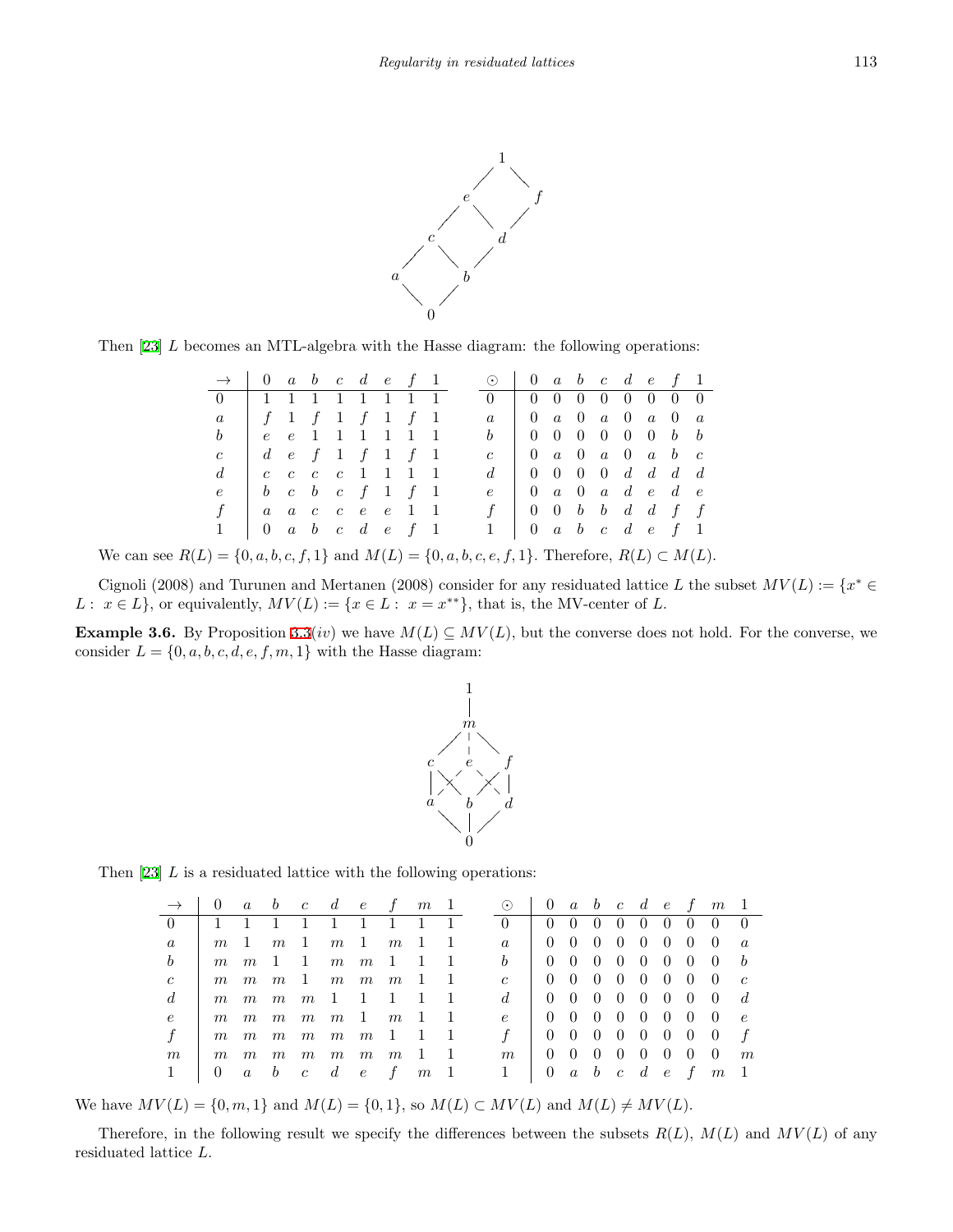Then [23] $L$ becomes an MTL-algebra with the Hasse diagram: the following operations:

| $\rightarrow$ | $0$ | $a$ | $b$ | $c$ | $d$ | $e$ | $f$ | $1$ |
|---|---|---|---|---|---|---|---|---|
| $0$ | $1$ | $1$ | $1$ | $1$ | $1$ | $1$ | $1$ | $1$ |
| $a$ | $f$ | $1$ | $f$ | $1$ | $f$ | $1$ | $f$ | $1$ |
| $b$ | $e$ | $e$ | $1$ | $1$ | $1$ | $1$ | $1$ | $1$ |
| $c$ | $d$ | $e$ | $f$ | $1$ | $f$ | $1$ | $f$ | $1$ |
| $d$ | $c$ | $c$ | $c$ | $c$ | $1$ | $1$ | $1$ | $1$ |
| $e$ | $b$ | $c$ | $b$ | $c$ | $f$ | $1$ | $f$ | $1$ |
| $f$ | $a$ | $a$ | $c$ | $c$ | $e$ | $e$ | $1$ | $1$ |
| $1$ | $0$ | $a$ | $b$ | $c$ | $d$ | $e$ | $f$ | $1$ |

| $\odot$ | $0$ | $a$ | $b$ | $c$ | $d$ | $e$ | $f$ | $1$ |
|---|---|---|---|---|---|---|---|---|
| $0$ | $0$ | $0$ | $0$ | $0$ | $0$ | $0$ | $0$ | $0$ |
| $a$ | $0$ | $a$ | $0$ | $a$ | $0$ | $a$ | $0$ | $a$ |
| $b$ | $0$ | $0$ | $0$ | $0$ | $0$ | $0$ | $b$ | $b$ |
| $c$ | $0$ | $a$ | $0$ | $a$ | $0$ | $a$ | $b$ | $c$ |
| $d$ | $0$ | $0$ | $0$ | $0$ | $d$ | $d$ | $d$ | $d$ |
| $e$ | $0$ | $a$ | $0$ | $a$ | $d$ | $e$ | $d$ | $e$ |
| $f$ | $0$ | $0$ | $b$ | $b$ | $d$ | $d$ | $f$ | $f$ |
| $1$ | $0$ | $a$ | $b$ | $c$ | $d$ | $e$ | $f$ | $1$ |

We can see $R(L) = \{0, a, b, c, f, 1\}$ and $M(L) = \{0, a, b, c, e, f, 1\}$. Therefore, $R(L) \subset M(L)$.

Cignoli (2008) and Turunen and Mertanen (2008) consider for any residuated lattice $L$ the subset $MV(L) := \{x^* \in L : x \in L\}$, or equivalently, $MV(L) := \{x \in L : x = x^{**}\}$, that is, the MV-center of $L$.

**Example 3.6.** By Proposition 3.3$(iv)$ we have $M(L) \subseteq MV(L)$, but the converse does not hold. For the converse, we consider $L = \{0, a, b, c, d, e, f, m, 1\}$ with the Hasse diagram:

Then [23] $L$ is a residuated lattice with the following operations:

| $\rightarrow$ | $0$ | $a$ | $b$ | $c$ | $d$ | $e$ | $f$ | $m$ | $1$ |
|---|---|---|---|---|---|---|---|---|---|
| $0$ | $1$ | $1$ | $1$ | $1$ | $1$ | $1$ | $1$ | $1$ | $1$ |
| $a$ | $m$ | $1$ | $m$ | $1$ | $m$ | $1$ | $m$ | $1$ | $1$ |
| $b$ | $m$ | $m$ | $1$ | $1$ | $m$ | $m$ | $1$ | $1$ | $1$ |
| $c$ | $m$ | $m$ | $m$ | $1$ | $m$ | $m$ | $m$ | $1$ | $1$ |
| $d$ | $m$ | $m$ | $m$ | $m$ | $1$ | $1$ | $1$ | $1$ | $1$ |
| $e$ | $m$ | $m$ | $m$ | $m$ | $m$ | $1$ | $m$ | $1$ | $1$ |
| $f$ | $m$ | $m$ | $m$ | $m$ | $m$ | $m$ | $1$ | $1$ | $1$ |
| $m$ | $m$ | $m$ | $m$ | $m$ | $m$ | $m$ | $m$ | $1$ | $1$ |
| $1$ | $0$ | $a$ | $b$ | $c$ | $d$ | $e$ | $f$ | $m$ | $1$ |

| $\odot$ | $0$ | $a$ | $b$ | $c$ | $d$ | $e$ | $f$ | $m$ | $1$ |
|---|---|---|---|---|---|---|---|---|---|
| $0$ | $0$ | $0$ | $0$ | $0$ | $0$ | $0$ | $0$ | $0$ | $0$ |
| $a$ | $0$ | $0$ | $0$ | $0$ | $0$ | $0$ | $0$ | $0$ | $a$ |
| $b$ | $0$ | $0$ | $0$ | $0$ | $0$ | $0$ | $0$ | $0$ | $b$ |
| $c$ | $0$ | $0$ | $0$ | $0$ | $0$ | $0$ | $0$ | $0$ | $c$ |
| $d$ | $0$ | $0$ | $0$ | $0$ | $0$ | $0$ | $0$ | $0$ | $d$ |
| $e$ | $0$ | $0$ | $0$ | $0$ | $0$ | $0$ | $0$ | $0$ | $e$ |
| $f$ | $0$ | $0$ | $0$ | $0$ | $0$ | $0$ | $0$ | $0$ | $f$ |
| $m$ | $0$ | $0$ | $0$ | $0$ | $0$ | $0$ | $0$ | $0$ | $m$ |
| $1$ | $0$ | $a$ | $b$ | $c$ | $d$ | $e$ | $f$ | $m$ | $1$ |

We have $MV(L) = \{0, m, 1\}$ and $M(L) = \{0, 1\}$, so $M(L) \subset MV(L)$ and $M(L) \neq MV(L)$.

Therefore, in the following result we specify the differences between the subsets $R(L)$, $M(L)$ and $MV(L)$ of any residuated lattice $L$.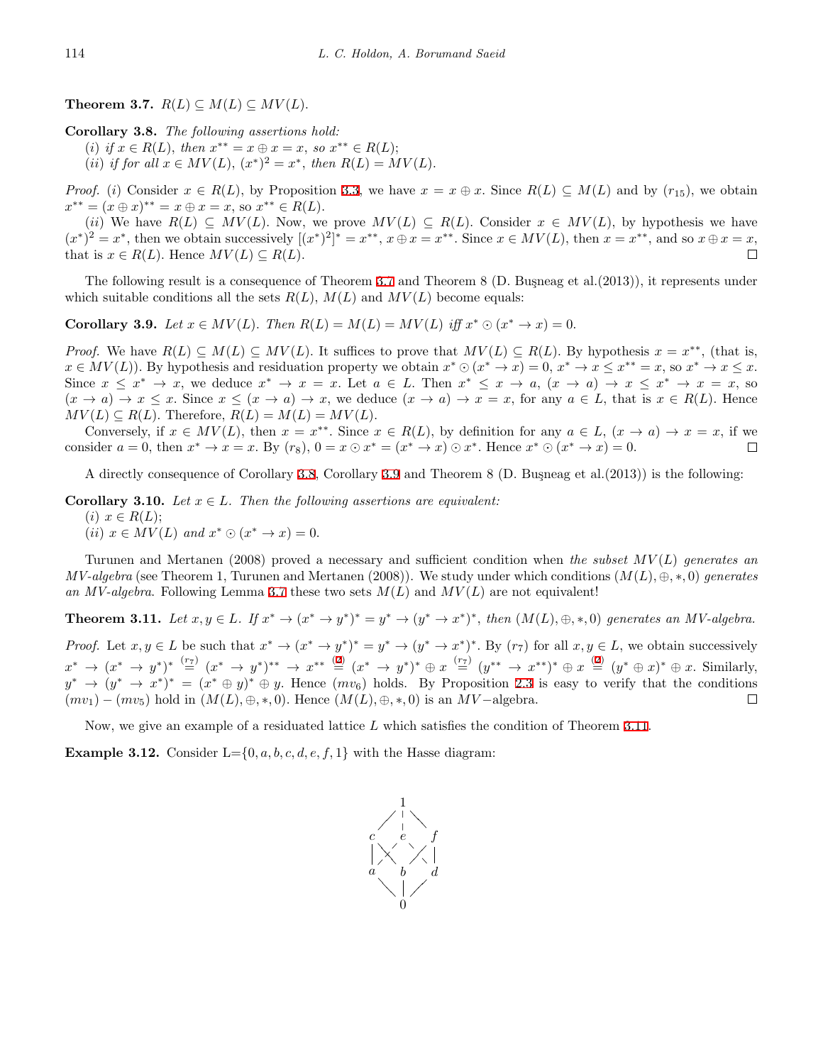**Theorem 3.7.** $R(L) \subseteq M(L) \subseteq MV(L)$.

**Corollary 3.8.** *The following assertions hold:*

(*i*) *if* $x \in R(L)$, *then* $x^{**} = x \oplus x = x$, *so* $x^{**} \in R(L)$;

(*ii*) *if for all* $x \in MV(L)$, $(x^*)^2 = x^*$, *then* $R(L) = MV(L)$.

*Proof.* (*i*) Consider $x \in R(L)$, by Proposition 3.3, we have $x = x \oplus x$. Since $R(L) \subseteq M(L)$ and by $(r_{15})$, we obtain $x^{**} = (x \oplus x)^{**} = x \oplus x = x$, so $x^{**} \in R(L)$.

(*ii*) We have $R(L) \subseteq MV(L)$. Now, we prove $MV(L) \subseteq R(L)$. Consider $x \in MV(L)$, by hypothesis we have $(x^*)^2 = x^*$, then we obtain successively $[(x^*)^2]^* = x^{**}$, $x \oplus x = x^{**}$. Since $x \in MV(L)$, then $x = x^{**}$, and so $x \oplus x = x$, that is $x \in R(L)$. Hence $MV(L) \subseteq R(L)$. □

The following result is a consequence of Theorem 3.7 and Theorem 8 (D. Buşneag et al.(2013)), it represents under which suitable conditions all the sets $R(L)$, $M(L)$ and $MV(L)$ become equals:

**Corollary 3.9.** *Let* $x \in MV(L)$. *Then* $R(L) = M(L) = MV(L)$ *iff* $x^* \odot (x^* \to x) = 0$.

*Proof.* We have $R(L) \subseteq M(L) \subseteq MV(L)$. It suffices to prove that $MV(L) \subseteq R(L)$. By hypothesis $x = x^{**}$, (that is, $x \in MV(L)$). By hypothesis and residuation property we obtain $x^* \odot (x^* \to x) = 0$, $x^* \to x \le x^{**} = x$, so $x^* \to x \le x$. Since $x \le x^* \to x$, we deduce $x^* \to x = x$. Let $a \in L$. Then $x^* \le x \to a$, $(x \to a) \to x \le x^* \to x = x$, so $(x \to a) \to x \le x$. Since $x \le (x \to a) \to x$, we deduce $(x \to a) \to x = x$, for any $a \in L$, that is $x \in R(L)$. Hence $MV(L) \subseteq R(L)$. Therefore, $R(L) = M(L) = MV(L)$.

Conversely, if $x \in MV(L)$, then $x = x^{**}$. Since $x \in R(L)$, by definition for any $a \in L$, $(x \to a) \to x = x$, if we consider $a = 0$, then $x^* \to x = x$. By $(r_8)$, $0 = x \odot x^* = (x^* \to x) \odot x^*$. Hence $x^* \odot (x^* \to x) = 0$. □

A directly consequence of Corollary 3.8, Corollary 3.9 and Theorem 8 (D. Buşneag et al.(2013)) is the following:

**Corollary 3.10.** *Let* $x \in L$. *Then the following assertions are equivalent:*

(*i*) $x \in R(L)$;

(*ii*) $x \in MV(L)$ *and* $x^* \odot (x^* \to x) = 0$.

Turunen and Mertanen (2008) proved a necessary and sufficient condition when *the subset* $MV(L)$ *generates an MV-algebra* (see Theorem 1, Turunen and Mertanen (2008)). We study under which conditions $(M(L), \oplus, *, 0)$ *generates an MV-algebra.* Following Lemma 3.7 these two sets $M(L)$ and $MV(L)$ are not equivalent!

**Theorem 3.11.** *Let* $x, y \in L$. *If* $x^* \to (x^* \to y^*)^* = y^* \to (y^* \to x^*)^*$, *then* $(M(L), \oplus, *, 0)$ *generates an MV-algebra.*

*Proof.* Let $x, y \in L$ be such that $x^* \to (x^* \to y^*)^* = y^* \to (y^* \to x^*)^*$. By $(r_7)$ for all $x, y \in L$, we obtain successively $x^* \to (x^* \to y^*)^* \overset{(r_7)}{=} (x^* \to y^*)^{**} \to x^{**} \overset{(2)}{=} (x^* \to y^*)^* \oplus x \overset{(r_7)}{=} (y^{**} \to x^{**})^* \oplus x \overset{(2)}{=} (y^* \oplus x)^* \oplus x$. Similarly, $y^* \to (y^* \to x^*)^* = (x^* \oplus y)^* \oplus y$. Hence $(mv_6)$ holds. By Proposition 2.3 is easy to verify that the conditions $(mv_1) - (mv_5)$ hold in $(M(L), \oplus, *, 0)$. Hence $(M(L), \oplus, *, 0)$ is an $MV-$algebra. □

Now, we give an example of a residuated lattice $L$ which satisfies the condition of Theorem 3.11.

**Example 3.12.** Consider L=$\{0, a, b, c, d, e, f, 1\}$ with the Hasse diagram: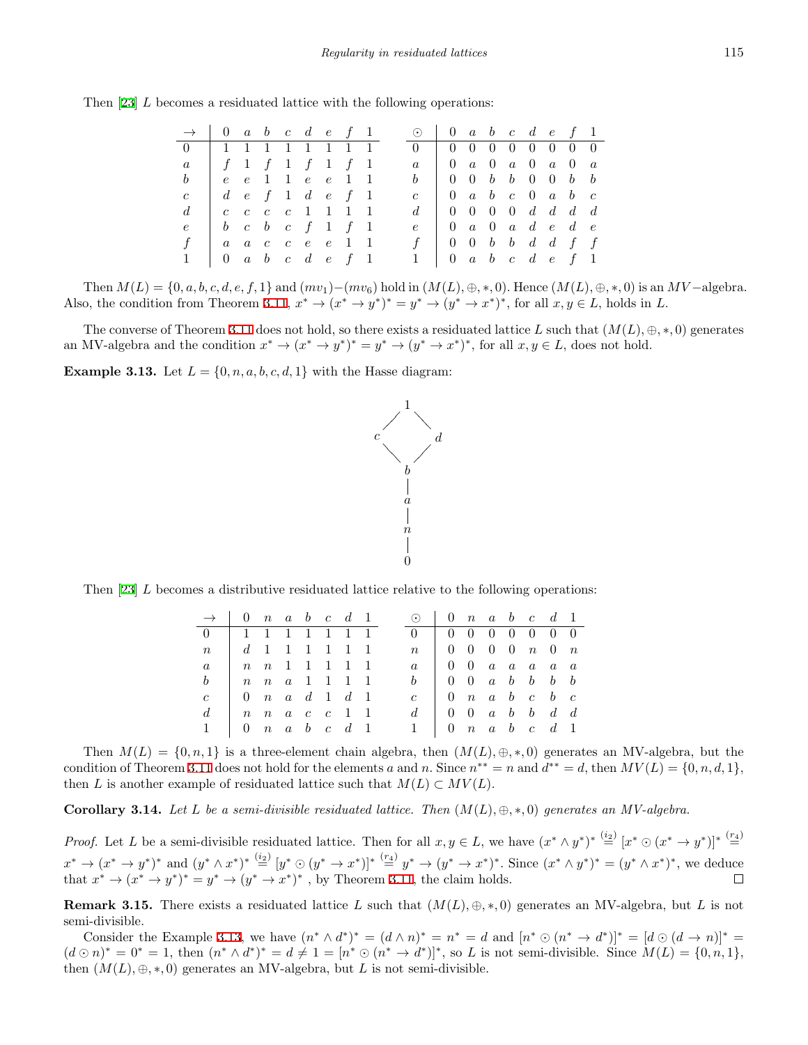Then [23] $L$ becomes a residuated lattice with the following operations:

| $\to$ | 0 | $a$ | $b$ | $c$ | $d$ | $e$ | $f$ | 1 |
|---|---|---|---|---|---|---|---|---|
| 0 | 1 | 1 | 1 | 1 | 1 | 1 | 1 | 1 |
| $a$ | $f$ | 1 | $f$ | 1 | $f$ | 1 | $f$ | 1 |
| $b$ | $e$ | $e$ | 1 | 1 | $e$ | $e$ | 1 | 1 |
| $c$ | $d$ | $e$ | $f$ | 1 | $d$ | $e$ | $f$ | 1 |
| $d$ | $c$ | $c$ | $c$ | $c$ | 1 | 1 | 1 | 1 |
| $e$ | $b$ | $c$ | $b$ | $c$ | $f$ | 1 | $f$ | 1 |
| $f$ | $a$ | $a$ | $c$ | $c$ | $e$ | $e$ | 1 | 1 |
| 1 | 0 | $a$ | $b$ | $c$ | $d$ | $e$ | $f$ | 1 |

| $\odot$ | 0 | $a$ | $b$ | $c$ | $d$ | $e$ | $f$ | 1 |
|---|---|---|---|---|---|---|---|---|
| 0 | 0 | 0 | 0 | 0 | 0 | 0 | 0 | 0 |
| $a$ | 0 | $a$ | 0 | $a$ | 0 | $a$ | 0 | $a$ |
| $b$ | 0 | 0 | $b$ | $b$ | 0 | 0 | $b$ | $b$ |
| $c$ | 0 | $a$ | $b$ | $c$ | 0 | $a$ | $b$ | $c$ |
| $d$ | 0 | 0 | 0 | 0 | $d$ | $d$ | $d$ | $d$ |
| $e$ | 0 | $a$ | 0 | $a$ | $d$ | $e$ | $d$ | $e$ |
| $f$ | 0 | 0 | $b$ | $b$ | $d$ | $d$ | $f$ | $f$ |
| 1 | 0 | $a$ | $b$ | $c$ | $d$ | $e$ | $f$ | 1 |

Then $M(L) = \{0, a, b, c, d, e, f, 1\}$ and $(mv_1)-(mv_6)$ hold in $(M(L), \oplus, *, 0)$. Hence $(M(L), \oplus, *, 0)$ is an $MV-$algebra. Also, the condition from Theorem 3.11, $x^* \to (x^* \to y^*)^* = y^* \to (y^* \to x^*)^*$, for all $x, y \in L$, holds in $L$.

The converse of Theorem 3.11 does not hold, so there exists a residuated lattice $L$ such that $(M(L), \oplus, *, 0)$ generates an MV-algebra and the condition $x^* \to (x^* \to y^*)^* = y^* \to (y^* \to x^*)^*$, for all $x, y \in L$, does not hold.

**Example 3.13.** Let $L = \{0, n, a, b, c, d, 1\}$ with the Hasse diagram:

```
        1
       / \
      c   d
       \ /
        b
        |
        a
        |
        n
        |
        0
```

Then [23] $L$ becomes a distributive residuated lattice relative to the following operations:

| $\to$ | 0 | $n$ | $a$ | $b$ | $c$ | $d$ | 1 |
|---|---|---|---|---|---|---|---|
| 0 | 1 | 1 | 1 | 1 | 1 | 1 | 1 |
| $n$ | $d$ | 1 | 1 | 1 | 1 | 1 | 1 |
| $a$ | $n$ | $n$ | 1 | 1 | 1 | 1 | 1 |
| $b$ | $n$ | $n$ | $a$ | 1 | 1 | 1 | 1 |
| $c$ | 0 | $n$ | $a$ | $d$ | 1 | $d$ | 1 |
| $d$ | $n$ | $n$ | $a$ | $c$ | $c$ | 1 | 1 |
| 1 | 0 | $n$ | $a$ | $b$ | $c$ | $d$ | 1 |

| $\odot$ | 0 | $n$ | $a$ | $b$ | $c$ | $d$ | 1 |
|---|---|---|---|---|---|---|---|
| 0 | 0 | 0 | 0 | 0 | 0 | 0 | 0 |
| $n$ | 0 | 0 | 0 | 0 | $n$ | 0 | $n$ |
| $a$ | 0 | 0 | $a$ | $a$ | $a$ | $a$ | $a$ |
| $b$ | 0 | 0 | $a$ | $b$ | $b$ | $b$ | $b$ |
| $c$ | 0 | $n$ | $a$ | $b$ | $c$ | $b$ | $c$ |
| $d$ | 0 | 0 | $a$ | $b$ | $b$ | $d$ | $d$ |
| 1 | 0 | $n$ | $a$ | $b$ | $c$ | $d$ | 1 |

Then $M(L) = \{0, n, 1\}$ is a three-element chain algebra, then $(M(L), \oplus, *, 0)$ generates an MV-algebra, but the condition of Theorem 3.11 does not hold for the elements $a$ and $n$. Since $n^{**} = n$ and $d^{**} = d$, then $MV(L) = \{0, n, d, 1\}$, then $L$ is another example of residuated lattice such that $M(L) \subset MV(L)$.

**Corollary 3.14.** *Let $L$ be a semi-divisible residuated lattice. Then $(M(L), \oplus, *, 0)$ generates an MV-algebra.*

*Proof.* Let $L$ be a semi-divisible residuated lattice. Then for all $x, y \in L$, we have $(x^* \wedge y^*)^* \overset{(i_2)}{=} [x^* \odot (x^* \to y^*)]^* \overset{(r_4)}{=} x^* \to (x^* \to y^*)^*$ and $(y^* \wedge x^*)^* \overset{(i_2)}{=} [y^* \odot (y^* \to x^*)]^* \overset{(r_4)}{=} y^* \to (y^* \to x^*)^*$. Since $(x^* \wedge y^*)^* = (y^* \wedge x^*)^*$, we deduce that $x^* \to (x^* \to y^*)^* = y^* \to (y^* \to x^*)^*$ , by Theorem 3.11, the claim holds. $\square$

**Remark 3.15.** There exists a residuated lattice $L$ such that $(M(L), \oplus, *, 0)$ generates an MV-algebra, but $L$ is not semi-divisible.

Consider the Example 3.13, we have $(n^* \wedge d^*)^* = (d \wedge n)^* = n^* = d$ and $[n^* \odot (n^* \to d^*)]^* = [d \odot (d \to n)]^* = (d \odot n)^* = 0^* = 1$, then $(n^* \wedge d^*)^* = d \neq 1 = [n^* \odot (n^* \to d^*)]^*$, so $L$ is not semi-divisible. Since $M(L) = \{0, n, 1\}$, then $(M(L), \oplus, *, 0)$ generates an MV-algebra, but $L$ is not semi-divisible.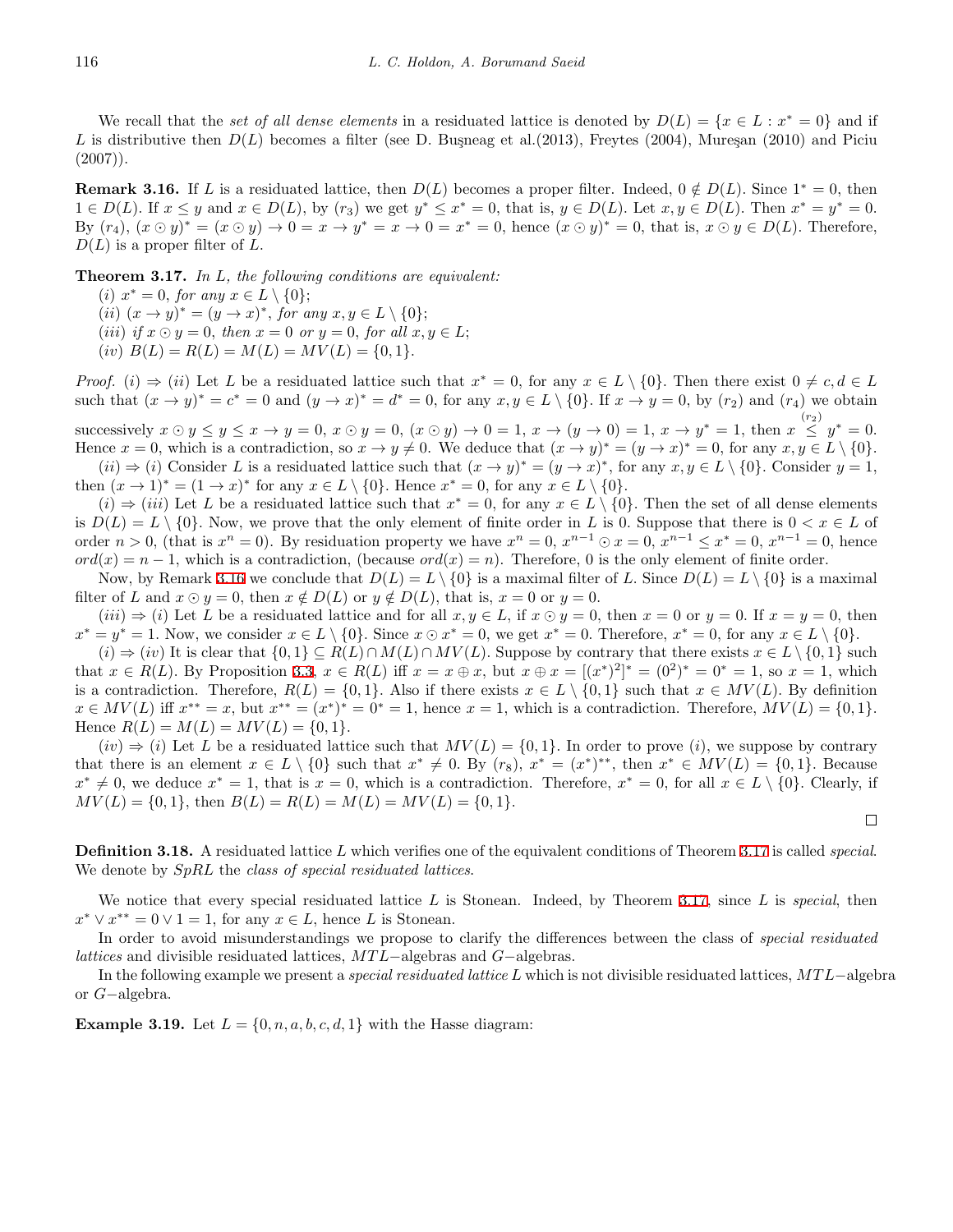We recall that the *set of all dense elements* in a residuated lattice is denoted by $D(L) = \{x \in L : x^* = 0\}$ and if $L$ is distributive then $D(L)$ becomes a filter (see D. Buşneag et al.(2013), Freytes (2004), Mureşan (2010) and Piciu (2007)).

**Remark 3.16.** If $L$ is a residuated lattice, then $D(L)$ becomes a proper filter. Indeed, $0 \notin D(L)$. Since $1^* = 0$, then $1 \in D(L)$. If $x \leq y$ and $x \in D(L)$, by $(r_3)$ we get $y^* \leq x^* = 0$, that is, $y \in D(L)$. Let $x, y \in D(L)$. Then $x^* = y^* = 0$. By $(r_4)$, $(x \odot y)^* = (x \odot y) \to 0 = x \to y^* = x \to 0 = x^* = 0$, hence $(x \odot y)^* = 0$, that is, $x \odot y \in D(L)$. Therefore, $D(L)$ is a proper filter of $L$.

**Theorem 3.17.** *In $L$, the following conditions are equivalent:*

*$(i)$ $x^* = 0$, for any $x \in L \setminus \{0\}$;*

*$(ii)$ $(x \to y)^* = (y \to x)^*$, for any $x, y \in L \setminus \{0\}$;*

*$(iii)$ if $x \odot y = 0$, then $x = 0$ or $y = 0$, for all $x, y \in L$;*

*$(iv)$ $B(L) = R(L) = M(L) = MV(L) = \{0, 1\}$.*

*Proof.* $(i) \Rightarrow (ii)$ Let $L$ be a residuated lattice such that $x^* = 0$, for any $x \in L \setminus \{0\}$. Then there exist $0 \neq c, d \in L$ such that $(x \to y)^* = c^* = 0$ and $(y \to x)^* = d^* = 0$, for any $x, y \in L \setminus \{0\}$. If $x \to y = 0$, by $(r_2)$ and $(r_4)$ we obtain successively $x \odot y \leq y \leq x \to y = 0$, $x \odot y = 0$, $(x \odot y) \to 0 = 1$, $x \to (y \to 0) = 1$, $x \to y^* = 1$, then $x \overset{(r_2)}{\leq} y^* = 0$. Hence $x = 0$, which is a contradiction, so $x \to y \neq 0$. We deduce that $(x \to y)^* = (y \to x)^* = 0$, for any $x, y \in L \setminus \{0\}$.

$(ii) \Rightarrow (i)$ Consider $L$ be a residuated lattice such that $(x \to y)^* = (y \to x)^*$, for any $x, y \in L \setminus \{0\}$. Consider $y = 1$, then $(x \to 1)^* = (1 \to x)^*$ for any $x \in L \setminus \{0\}$. Hence $x^* = 0$, for any $x \in L \setminus \{0\}$.

$(i) \Rightarrow (iii)$ Let $L$ be a residuated lattice such that $x^* = 0$, for any $x \in L \setminus \{0\}$. Then the set of all dense elements is $D(L) = L \setminus \{0\}$. Now, we prove that the only element of finite order in $L$ is 0. Suppose that there is $0 < x \in L$ of order $n > 0$, (that is $x^n = 0$). By residuation property we have $x^n = 0$, $x^{n-1} \odot x = 0$, $x^{n-1} \leq x^* = 0$, $x^{n-1} = 0$, hence $ord(x) = n - 1$, which is a contradiction, (because $ord(x) = n$). Therefore, 0 is the only element of finite order.

Now, by Remark 3.16 we conclude that $D(L) = L \setminus \{0\}$ is a maximal filter of $L$. Since $D(L) = L \setminus \{0\}$ is a maximal filter of $L$ and $x \odot y = 0$, then $x \notin D(L)$ or $y \notin D(L)$, that is, $x = 0$ or $y = 0$.

$(iii) \Rightarrow (i)$ Let $L$ be a residuated lattice and for all $x, y \in L$, if $x \odot y = 0$, then $x = 0$ or $y = 0$. If $x = y = 0$, then $x^* = y^* = 1$. Now, we consider $x \in L \setminus \{0\}$. Since $x \odot x^* = 0$, we get $x^* = 0$. Therefore, $x^* = 0$, for any $x \in L \setminus \{0\}$.

$(i) \Rightarrow (iv)$ It is clear that $\{0, 1\} \subseteq R(L) \cap M(L) \cap MV(L)$. Suppose by contrary that there exists $x \in L \setminus \{0, 1\}$ such that $x \in R(L)$. By Proposition 3.3, $x \in R(L)$ iff $x = x \oplus x$, but $x \oplus x = [(x^*)^2]^* = (0^2)^* = 0^* = 1$, so $x = 1$, which is a contradiction. Therefore, $R(L) = \{0, 1\}$. Also if there exists $x \in L \setminus \{0, 1\}$ such that $x \in MV(L)$. By definition $x \in MV(L)$ iff $x^{**} = x$, but $x^{**} = (x^*)^* = 0^* = 1$, hence $x = 1$, which is a contradiction. Therefore, $MV(L) = \{0, 1\}$. Hence $R(L) = M(L) = MV(L) = \{0, 1\}$.

$(iv) \Rightarrow (i)$ Let $L$ be a residuated lattice such that $MV(L) = \{0, 1\}$. In order to prove $(i)$, we suppose by contrary that there is an element $x \in L \setminus \{0\}$ such that $x^* \neq 0$. By $(r_8)$, $x^* = (x^*)^{**}$, then $x^* \in MV(L) = \{0, 1\}$. Because $x^* \neq 0$, we deduce $x^* = 1$, that is $x = 0$, which is a contradiction. Therefore, $x^* = 0$, for all $x \in L \setminus \{0\}$. Clearly, if $MV(L) = \{0, 1\}$, then $B(L) = R(L) = M(L) = MV(L) = \{0, 1\}$. $\square$

**Definition 3.18.** A residuated lattice $L$ which verifies one of the equivalent conditions of Theorem 3.17 is called *special*. We denote by $SpRL$ the *class of special residuated lattices*.

We notice that every special residuated lattice $L$ is Stonean. Indeed, by Theorem 3.17, since $L$ is *special*, then $x^* \vee x^{**} = 0 \vee 1 = 1$, for any $x \in L$, hence $L$ is Stonean.

In order to avoid misunderstandings we propose to clarify the differences between the class of *special residuated lattices* and divisible residuated lattices, $MTL-$algebras and $G-$algebras.

In the following example we present a *special residuated lattice* $L$ which is not divisible residuated lattices, $MTL-$algebra or $G-$algebra.

**Example 3.19.** Let $L = \{0, n, a, b, c, d, 1\}$ with the Hasse diagram: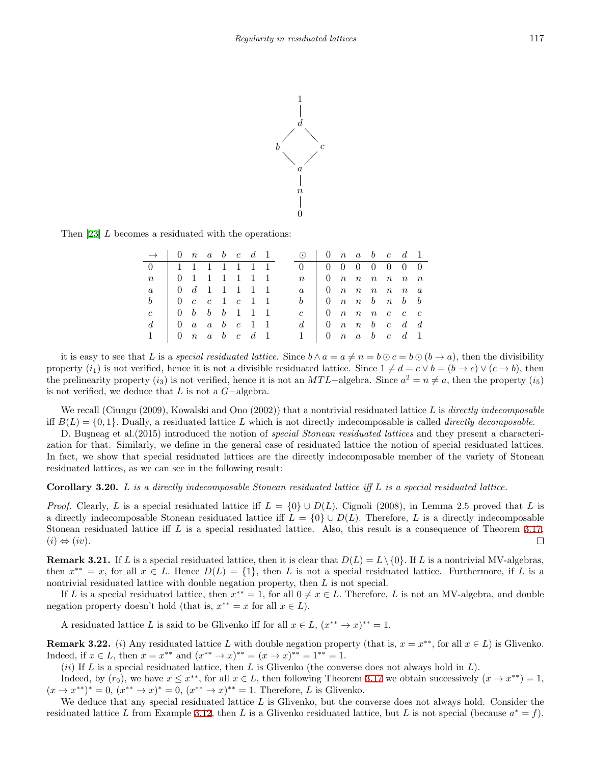Then [23] $L$ becomes a residuated with the operations:

| $\rightarrow$ | $0$ | $n$ | $a$ | $b$ | $c$ | $d$ | $1$ |
|---|---|---|---|---|---|---|---|
| $0$ | $1$ | $1$ | $1$ | $1$ | $1$ | $1$ | $1$ |
| $n$ | $0$ | $1$ | $1$ | $1$ | $1$ | $1$ | $1$ |
| $a$ | $0$ | $d$ | $1$ | $1$ | $1$ | $1$ | $1$ |
| $b$ | $0$ | $c$ | $c$ | $1$ | $c$ | $1$ | $1$ |
| $c$ | $0$ | $b$ | $b$ | $b$ | $1$ | $1$ | $1$ |
| $d$ | $0$ | $a$ | $a$ | $b$ | $c$ | $1$ | $1$ |
| $1$ | $0$ | $n$ | $a$ | $b$ | $c$ | $d$ | $1$ |

| $\odot$ | $0$ | $n$ | $a$ | $b$ | $c$ | $d$ | $1$ |
|---|---|---|---|---|---|---|---|
| $0$ | $0$ | $0$ | $0$ | $0$ | $0$ | $0$ | $0$ |
| $n$ | $0$ | $n$ | $n$ | $n$ | $n$ | $n$ | $n$ |
| $a$ | $0$ | $n$ | $n$ | $n$ | $n$ | $n$ | $a$ |
| $b$ | $0$ | $n$ | $n$ | $b$ | $n$ | $b$ | $b$ |
| $c$ | $0$ | $n$ | $n$ | $n$ | $c$ | $c$ | $c$ |
| $d$ | $0$ | $n$ | $n$ | $b$ | $c$ | $d$ | $d$ |
| $1$ | $0$ | $n$ | $a$ | $b$ | $c$ | $d$ | $1$ |

it is easy to see that $L$ is a *special residuated lattice*. Since $b \wedge a = a \neq n = b \odot c = b \odot (b \rightarrow a)$, then the divisibility property $(i_1)$ is not verified, hence it is not a divisible residuated lattice. Since $1 \neq d = c \vee b = (b \rightarrow c) \vee (c \rightarrow b)$, then the prelinearity property $(i_3)$ is not verified, hence it is not an $MTL-$algebra. Since $a^2 = n \neq a$, then the property $(i_5)$ is not verified, we deduce that $L$ is not a $G-$algebra.

We recall (Ciungu (2009), Kowalski and Ono (2002)) that a nontrivial residuated lattice $L$ is *directly indecomposable* iff $B(L) = \{0, 1\}$. Dually, a residuated lattice $L$ which is not directly indecomposable is called *directly decomposable*.

D. Buşneag et al.(2015) introduced the notion of *special Stonean residuated lattices* and they present a characterization for that. Similarly, we define in the general case of residuated lattice the notion of special residuated lattices. In fact, we show that special residuated lattices are the directly indecomposable member of the variety of Stonean residuated lattices, as we can see in the following result:

**Corollary 3.20.** *$L$ is a directly indecomposable Stonean residuated lattice iff $L$ is a special residuated lattice.*

*Proof.* Clearly, $L$ is a special residuated lattice iff $L = \{0\} \cup D(L)$. Cignoli (2008), in Lemma 2.5 proved that $L$ is a directly indecomposable Stonean residuated lattice iff $L = \{0\} \cup D(L)$. Therefore, $L$ is a directly indecomposable Stonean residuated lattice iff $L$ is a special residuated lattice. Also, this result is a consequence of Theorem 3.17, $(i) \Leftrightarrow (iv)$. □

**Remark 3.21.** If $L$ is a special residuated lattice, then it is clear that $D(L) = L \setminus \{0\}$. If $L$ is a nontrivial MV-algebras, then $x^{**} = x$, for all $x \in L$. Hence $D(L) = \{1\}$, then $L$ is not a special residuated lattice. Furthermore, if $L$ is a nontrivial residuated lattice with double negation property, then $L$ is not special.

If $L$ is a special residuated lattice, then $x^{**} = 1$, for all $0 \neq x \in L$. Therefore, $L$ is not an MV-algebra, and double negation property doesn't hold (that is, $x^{**} = x$ for all $x \in L$).

A residuated lattice $L$ is said to be Glivenko iff for all $x \in L$, $(x^{**} \rightarrow x)^{**} = 1$.

**Remark 3.22.** $(i)$ Any residuated lattice $L$ with double negation property (that is, $x = x^{**}$, for all $x \in L$) is Glivenko. Indeed, if $x \in L$, then $x = x^{**}$ and $(x^{**} \rightarrow x)^{**} = (x \rightarrow x)^{**} = 1^{**} = 1$.

$(ii)$ If $L$ is a special residuated lattice, then $L$ is Glivenko (the converse does not always hold in $L$).

Indeed, by $(r_9)$, we have $x \leq x^{**}$, for all $x \in L$, then following Theorem 3.17 we obtain successively $(x \rightarrow x^{**}) = 1$, $(x \rightarrow x^{**})^* = 0$, $(x^{**} \rightarrow x)^* = 0$, $(x^{**} \rightarrow x)^{**} = 1$. Therefore, $L$ is Glivenko.

We deduce that any special residuated lattice $L$ is Glivenko, but the converse does not always hold. Consider the residuated lattice $L$ from Example 3.12, then $L$ is a Glivenko residuated lattice, but $L$ is not special (because $a^* = f$).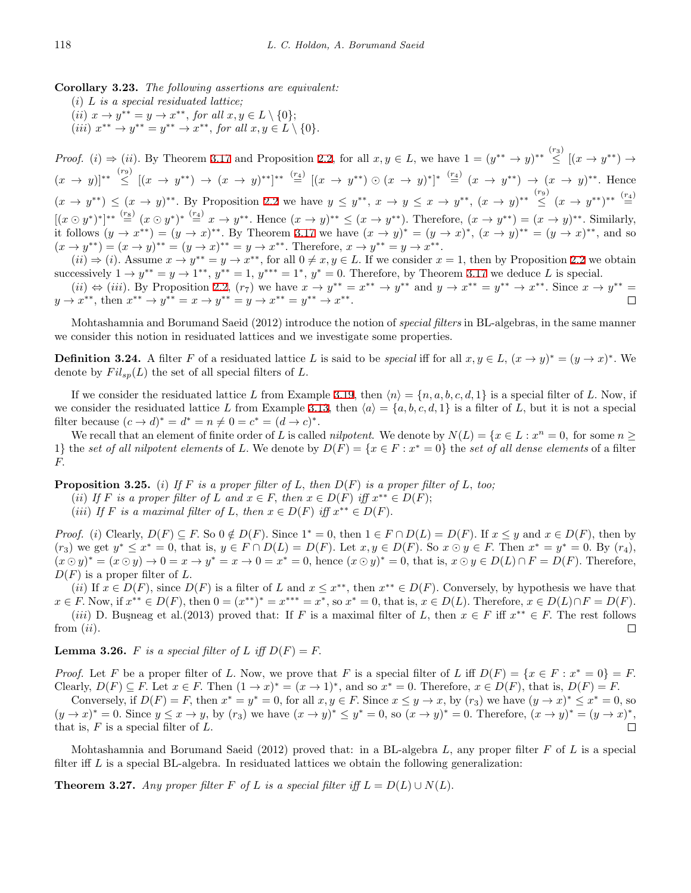**Corollary 3.23.** *The following assertions are equivalent:*

($i$) *$L$ is a special residuated lattice;*

($ii$) *$x \to y^{**} = y \to x^{**}$, for all $x, y \in L \setminus \{0\}$;*

($iii$) *$x^{**} \to y^{**} = y^{**} \to x^{**}$, for all $x, y \in L \setminus \{0\}$.*

*Proof.* ($i$) $\Rightarrow$ ($ii$). By Theorem 3.17 and Proposition 2.2, for all $x, y \in L$, we have $1 = (y^{**} \to y)^{**} \overset{(r_3)}{\leq} [(x \to y^{**}) \to (x \to y)]^{**} \overset{(r_9)}{\leq} [(x \to y^{**}) \to (x \to y)^{**}]^{**} \overset{(r_4)}{=} [(x \to y^{**}) \odot (x \to y)^{*}]^{*} \overset{(r_4)}{=} (x \to y^{**}) \to (x \to y)^{**}$. Hence $(x \to y^{**}) \leq (x \to y)^{**}$. By Proposition 2.2 we have $y \leq y^{**}$, $x \to y \leq x \to y^{**}$, $(x \to y)^{**} \overset{(r_9)}{\leq} (x \to y^{**})^{**} \overset{(r_4)}{=} [(x \odot y^{*})^{*}]^{**} \overset{(r_8)}{=} (x \odot y^{*})^{*} \overset{(r_4)}{=} x \to y^{**}$. Hence $(x \to y)^{**} \leq (x \to y^{**})$. Therefore, $(x \to y^{**}) = (x \to y)^{**}$. Similarly, it follows $(y \to x^{**}) = (y \to x)^{**}$. By Theorem 3.17 we have $(x \to y)^{*} = (y \to x)^{*}$, $(x \to y)^{**} = (y \to x)^{**}$, and so $(x \to y^{**}) = (x \to y)^{**} = (y \to x)^{**} = y \to x^{**}$. Therefore, $x \to y^{**} = y \to x^{**}$.

($ii$) $\Rightarrow$ ($i$). Assume $x \to y^{**} = y \to x^{**}$, for all $0 \neq x, y \in L$. If we consider $x = 1$, then by Proposition 2.2 we obtain successively $1 \to y^{**} = y \to 1^{**}$, $y^{**} = 1$, $y^{***} = 1^{*}$, $y^{*} = 0$. Therefore, by Theorem 3.17 we deduce $L$ is special.

($ii$) $\Leftrightarrow$ ($iii$). By Proposition 2.2, ($r_7$) we have $x \to y^{**} = x^{**} \to y^{**}$ and $y \to x^{**} = y^{**} \to x^{**}$. Since $x \to y^{**} = y \to x^{**}$, then $x^{**} \to y^{**} = x \to y^{**} = y \to x^{**} = y^{**} \to x^{**}$. $\square$

Mohtashamnia and Borumand Saeid (2012) introduce the notion of *special filters* in BL-algebras, in the same manner we consider this notion in residuated lattices and we investigate some properties.

**Definition 3.24.** A filter $F$ of a residuated lattice $L$ is said to be *special* iff for all $x, y \in L$, $(x \to y)^{*} = (y \to x)^{*}$. We denote by $Fil_{sp}(L)$ the set of all special filters of $L$.

If we consider the residuated lattice $L$ from Example 3.19, then $\langle n \rangle = \{n, a, b, c, d, 1\}$ is a special filter of $L$. Now, if we consider the residuated lattice $L$ from Example 3.13, then $\langle a \rangle = \{a, b, c, d, 1\}$ is a filter of $L$, but it is not a special filter because $(c \to d)^{*} = d^{*} = n \neq 0 = c^{*} = (d \to c)^{*}$.

We recall that an element of finite order of $L$ is called *nilpotent*. We denote by $N(L) = \{x \in L : x^{n} = 0$, for some $n \geq 1\}$ the *set of all nilpotent elements* of $L$. We denote by $D(F) = \{x \in F : x^{*} = 0\}$ the *set of all dense elements* of a filter $F$.

**Proposition 3.25.** ($i$) *If $F$ is a proper filter of $L$, then $D(F)$ is a proper filter of $L$, too;*

($ii$) *If $F$ is a proper filter of $L$ and $x \in F$, then $x \in D(F)$ iff $x^{**} \in D(F)$;*

($iii$) *If $F$ is a maximal filter of $L$, then $x \in D(F)$ iff $x^{**} \in D(F)$.*

*Proof.* ($i$) Clearly, $D(F) \subseteq F$. So $0 \notin D(F)$. Since $1^{*} = 0$, then $1 \in F \cap D(L) = D(F)$. If $x \leq y$ and $x \in D(F)$, then by ($r_3$) we get $y^{*} \leq x^{*} = 0$, that is, $y \in F \cap D(L) = D(F)$. Let $x, y \in D(F)$. So $x \odot y \in F$. Then $x^{*} = y^{*} = 0$. By ($r_4$), $(x \odot y)^{*} = (x \odot y) \to 0 = x \to y^{*} = x \to 0 = x^{*} = 0$, hence $(x \odot y)^{*} = 0$, that is, $x \odot y \in D(L) \cap F = D(F)$. Therefore, $D(F)$ is a proper filter of $L$.

($ii$) If $x \in D(F)$, since $D(F)$ is a filter of $L$ and $x \leq x^{**}$, then $x^{**} \in D(F)$. Conversely, by hypothesis we have that $x \in F$. Now, if $x^{**} \in D(F)$, then $0 = (x^{**})^{*} = x^{***} = x^{*}$, so $x^{*} = 0$, that is, $x \in D(L)$. Therefore, $x \in D(L) \cap F = D(F)$.

($iii$) D. Buşneag et al.(2013) proved that: If $F$ is a maximal filter of $L$, then $x \in F$ iff $x^{**} \in F$. The rest follows from ($ii$). $\square$

**Lemma 3.26.** *$F$ is a special filter of $L$ iff $D(F) = F$.*

*Proof.* Let $F$ be a proper filter of $L$. Now, we prove that $F$ is a special filter of $L$ iff $D(F) = \{x \in F : x^{*} = 0\} = F$. Clearly, $D(F) \subseteq F$. Let $x \in F$. Then $(1 \to x)^{*} = (x \to 1)^{*}$, and so $x^{*} = 0$. Therefore, $x \in D(F)$, that is, $D(F) = F$.

Conversely, if $D(F) = F$, then $x^{*} = y^{*} = 0$, for all $x, y \in F$. Since $x \leq y \to x$, by ($r_3$) we have $(y \to x)^{*} \leq x^{*} = 0$, so $(y \to x)^{*} = 0$. Since $y \leq x \to y$, by ($r_3$) we have $(x \to y)^{*} \leq y^{*} = 0$, so $(x \to y)^{*} = 0$. Therefore, $(x \to y)^{*} = (y \to x)^{*}$, that is, $F$ is a special filter of $L$. $\square$

Mohtashamnia and Borumand Saeid (2012) proved that: in a BL-algebra $L$, any proper filter $F$ of $L$ is a special filter iff $L$ is a special BL-algebra. In residuated lattices we obtain the following generalization:

**Theorem 3.27.** *Any proper filter $F$ of $L$ is a special filter iff $L = D(L) \cup N(L)$.*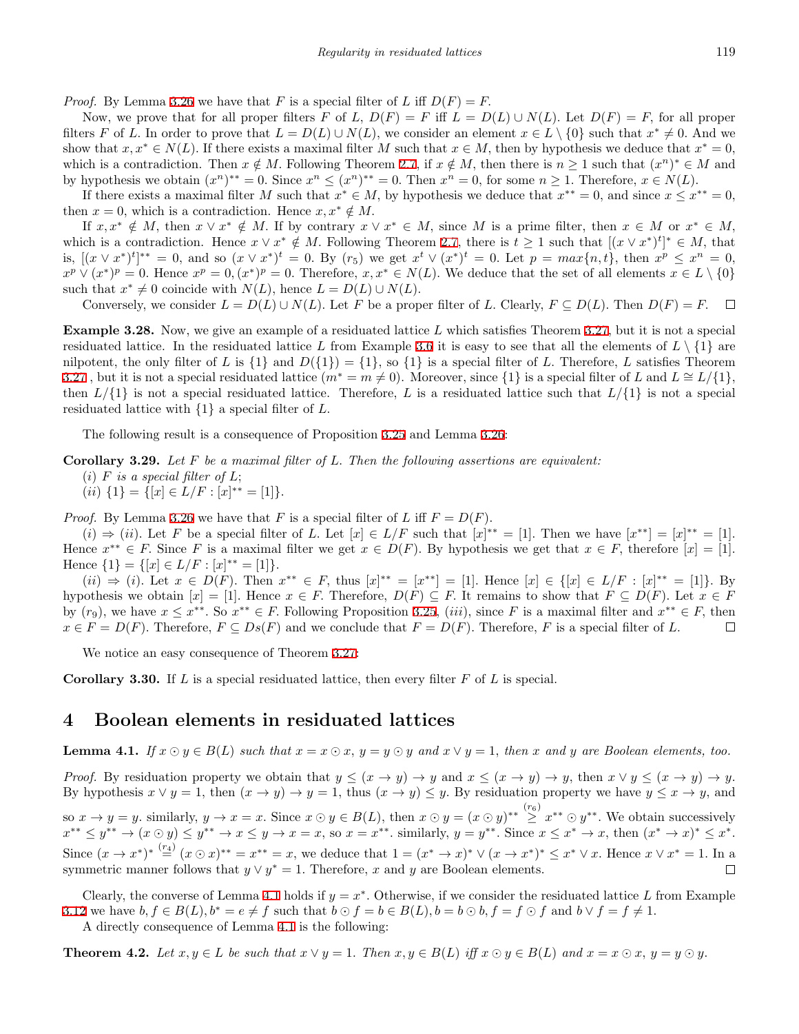*Proof.* By Lemma 3.26 we have that $F$ is a special filter of $L$ iff $D(F) = F$.

Now, we prove that for all proper filters $F$ of $L$, $D(F) = F$ iff $L = D(L) \cup N(L)$. Let $D(F) = F$, for all proper filters $F$ of $L$. In order to prove that $L = D(L) \cup N(L)$, we consider an element $x \in L \setminus \{0\}$ such that $x^* \neq 0$. And we show that $x, x^* \in N(L)$. If there exists a maximal filter $M$ such that $x \in M$, then by hypothesis we deduce that $x^* = 0$, which is a contradiction. Then $x \notin M$. Following Theorem 2.7, if $x \notin M$, then there is $n \geq 1$ such that $(x^n)^* \in M$ and by hypothesis we obtain $(x^n)^{**} = 0$. Since $x^n \leq (x^n)^{**} = 0$. Then $x^n = 0$, for some $n \geq 1$. Therefore, $x \in N(L)$.

If there exists a maximal filter $M$ such that $x^* \in M$, by hypothesis we deduce that $x^{**} = 0$, and since $x \leq x^{**} = 0$, then $x = 0$, which is a contradiction. Hence $x, x^* \notin M$.

If $x, x^* \notin M$, then $x \vee x^* \notin M$. If by contrary $x \vee x^* \in M$, since $M$ is a prime filter, then $x \in M$ or $x^* \in M$, which is a contradiction. Hence $x \vee x^* \notin M$. Following Theorem 2.7, there is $t \geq 1$ such that $[(x \vee x^*)^t]^* \in M$, that is, $[(x \vee x^*)^t]^{**} = 0$, and so $(x \vee x^*)^t = 0$. By $(r_5)$ we get $x^t \vee (x^*)^t = 0$. Let $p = max\{n, t\}$, then $x^p \leq x^n = 0$, $x^p \vee (x^*)^p = 0$. Hence $x^p = 0, (x^*)^p = 0$. Therefore, $x, x^* \in N(L)$. We deduce that the set of all elements $x \in L \setminus \{0\}$ such that $x^* \neq 0$ coincide with $N(L)$, hence $L = D(L) \cup N(L)$.

Conversely, we consider $L = D(L) \cup N(L)$. Let $F$ be a proper filter of $L$. Clearly, $F \subseteq D(L)$. Then $D(F) = F$. ☐

**Example 3.28.** Now, we give an example of a residuated lattice $L$ which satisfies Theorem 3.27, but it is not a special residuated lattice. In the residuated lattice $L$ from Example 3.6 it is easy to see that all the elements of $L \setminus \{1\}$ are nilpotent, the only filter of $L$ is $\{1\}$ and $D(\{1\}) = \{1\}$, so $\{1\}$ is a special filter of $L$. Therefore, $L$ satisfies Theorem 3.27 , but it is not a special residuated lattice ($m^* = m \neq 0$). Moreover, since $\{1\}$ is a special filter of $L$ and $L \cong L/\{1\}$, then $L/\{1\}$ is not a special residuated lattice. Therefore, $L$ is a residuated lattice such that $L/\{1\}$ is not a special residuated lattice with $\{1\}$ a special filter of $L$.

The following result is a consequence of Proposition 3.25 and Lemma 3.26:

**Corollary 3.29.** *Let $F$ be a maximal filter of $L$. Then the following assertions are equivalent:*
*(i) $F$ is a special filter of $L$;*
*(ii) $\{1\} = \{[x] \in L/F : [x]^{**} = [1]\}$.*

*Proof.* By Lemma 3.26 we have that $F$ is a special filter of $L$ iff $F = D(F)$.

$(i) \Rightarrow (ii)$. Let $F$ be a special filter of $L$. Let $[x] \in L/F$ such that $[x]^{**} = [1]$. Then we have $[x^{**}] = [x]^{**} = [1]$. Hence $x^{**} \in F$. Since $F$ is a maximal filter we get $x \in D(F)$. By hypothesis we get that $x \in F$, therefore $[x] = [1]$. Hence $\{1\} = \{[x] \in L/F : [x]^{**} = [1]\}$.

$(ii) \Rightarrow (i)$. Let $x \in D(F)$. Then $x^{**} \in F$, thus $[x]^{**} = [x^{**}] = [1]$. Hence $[x] \in \{[x] \in L/F : [x]^{**} = [1]\}$. By hypothesis we obtain $[x] = [1]$. Hence $x \in F$. Therefore, $D(F) \subseteq F$. It remains to show that $F \subseteq D(F)$. Let $x \in F$ by $(r_9)$, we have $x \leq x^{**}$. So $x^{**} \in F$. Following Proposition 3.25, $(iii)$, since $F$ is a maximal filter and $x^{**} \in F$, then $x \in F = D(F)$. Therefore, $F \subseteq Ds(F)$ and we conclude that $F = D(F)$. Therefore, $F$ is a special filter of $L$. ☐

We notice an easy consequence of Theorem 3.27:

**Corollary 3.30.** If $L$ is a special residuated lattice, then every filter $F$ of $L$ is special.

## 4 Boolean elements in residuated lattices

**Lemma 4.1.** *If $x \odot y \in B(L)$ such that $x = x \odot x$, $y = y \odot y$ and $x \vee y = 1$, then $x$ and $y$ are Boolean elements, too.*

*Proof.* By residuation property we obtain that $y \leq (x \to y) \to y$ and $x \leq (x \to y) \to y$, then $x \vee y \leq (x \to y) \to y$. By hypothesis $x \vee y = 1$, then $(x \to y) \to y = 1$, thus $(x \to y) \leq y$. By residuation property we have $y \leq x \to y$, and so $x \to y = y$. similarly, $y \to x = x$. Since $x \odot y \in B(L)$, then $x \odot y = (x \odot y)^{**} \overset{(r_6)}{\geq} x^{**} \odot y^{**}$. We obtain successively $x^{**} \leq y^{**} \to (x \odot y) \leq y^{**} \to x \leq y \to x = x$, so $x = x^{**}$. similarly, $y = y^{**}$. Since $x \leq x^* \to x$, then $(x^* \to x)^* \leq x^*$. Since $(x \to x^*)^* \overset{(r_4)}{=} (x \odot x)^{**} = x^{**} = x$, we deduce that $1 = (x^* \to x)^* \vee (x \to x^*)^* \leq x^* \vee x$. Hence $x \vee x^* = 1$. In a symmetric manner follows that $y \vee y^* = 1$. Therefore, $x$ and $y$ are Boolean elements. ☐

Clearly, the converse of Lemma 4.1 holds if $y = x^*$. Otherwise, if we consider the residuated lattice $L$ from Example 3.12 we have $b, f \in B(L), b^* = e \neq f$ such that $b \odot f = b \in B(L), b = b \odot b, f = f \odot f$ and $b \vee f = f \neq 1$.

A directly consequence of Lemma 4.1 is the following:

**Theorem 4.2.** *Let $x, y \in L$ be such that $x \vee y = 1$. Then $x, y \in B(L)$ iff $x \odot y \in B(L)$ and $x = x \odot x$, $y = y \odot y$.*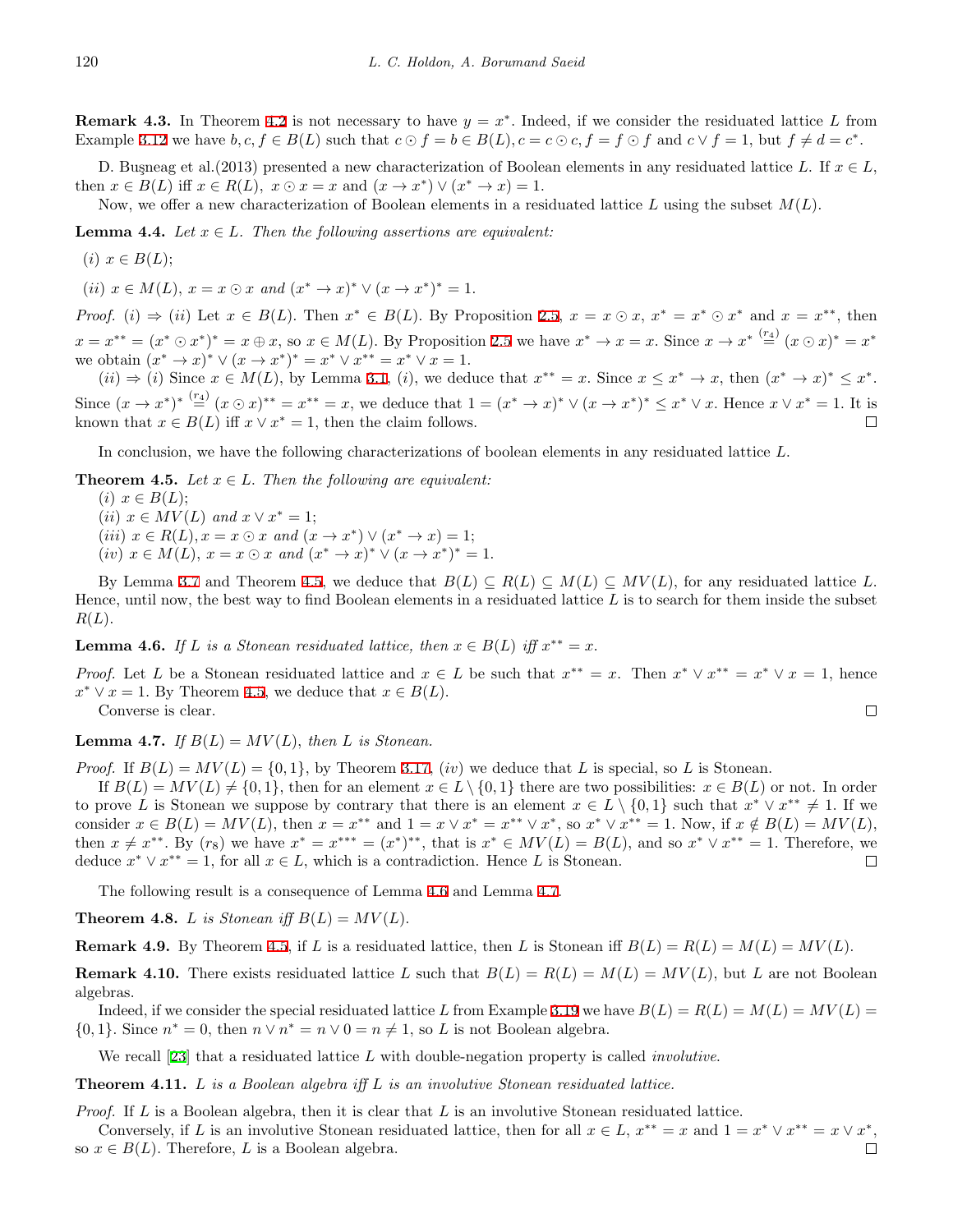**Remark 4.3.** In Theorem 4.2 is not necessary to have $y = x^*$. Indeed, if we consider the residuated lattice $L$ from Example 3.12 we have $b, c, f \in B(L)$ such that $c \odot f = b \in B(L), c = c \odot c, f = f \odot f$ and $c \vee f = 1$, but $f \neq d = c^*$.

D. Buşneag et al.(2013) presented a new characterization of Boolean elements in any residuated lattice $L$. If $x \in L$, then $x \in B(L)$ iff $x \in R(L),\ x \odot x = x$ and $(x \to x^*) \vee (x^* \to x) = 1$.

Now, we offer a new characterization of Boolean elements in a residuated lattice $L$ using the subset $M(L)$.

**Lemma 4.4.** *Let $x \in L$. Then the following assertions are equivalent:*

$(i)$ $x \in B(L)$;

$(ii)$ $x \in M(L)$, $x = x \odot x$ *and* $(x^* \to x)^* \vee (x \to x^*)^* = 1$.

*Proof.* $(i) \Rightarrow (ii)$ Let $x \in B(L)$. Then $x^* \in B(L)$. By Proposition 2.5, $x = x \odot x$, $x^* = x^* \odot x^*$ and $x = x^{**}$, then $x = x^{**} = (x^* \odot x^*)^* = x \oplus x$, so $x \in M(L)$. By Proposition 2.5 we have $x^* \to x = x$. Since $x \to x^* \overset{(r_4)}{=} (x \odot x)^* = x^*$ we obtain $(x^* \to x)^* \vee (x \to x^*)^* = x^* \vee x^{**} = x^* \vee x = 1$.

$(ii) \Rightarrow (i)$ Since $x \in M(L)$, by Lemma 3.1, $(i)$, we deduce that $x^{**} = x$. Since $x \leq x^* \to x$, then $(x^* \to x)^* \leq x^*$. Since $(x \to x^*)^* \overset{(r_4)}{=} (x \odot x)^{**} = x^{**} = x$, we deduce that $1 = (x^* \to x)^* \vee (x \to x^*)^* \leq x^* \vee x$. Hence $x \vee x^* = 1$. It is known that $x \in B(L)$ iff $x \vee x^* = 1$, then the claim follows. $\square$

In conclusion, we have the following characterizations of boolean elements in any residuated lattice $L$.

**Theorem 4.5.** *Let $x \in L$. Then the following are equivalent:*
$(i)$ $x \in B(L)$;
$(ii)$ $x \in MV(L)$ *and* $x \vee x^* = 1$;
$(iii)$ $x \in R(L), x = x \odot x$ *and* $(x \to x^*) \vee (x^* \to x) = 1$;
$(iv)$ $x \in M(L)$, $x = x \odot x$ *and* $(x^* \to x)^* \vee (x \to x^*)^* = 1$.

By Lemma 3.7 and Theorem 4.5, we deduce that $B(L) \subseteq R(L) \subseteq M(L) \subseteq MV(L)$, for any residuated lattice $L$. Hence, until now, the best way to find Boolean elements in a residuated lattice $L$ is to search for them inside the subset $R(L)$.

**Lemma 4.6.** *If $L$ is a Stonean residuated lattice, then $x \in B(L)$ iff $x^{**} = x$.*

*Proof.* Let $L$ be a Stonean residuated lattice and $x \in L$ be such that $x^{**} = x$. Then $x^* \vee x^{**} = x^* \vee x = 1$, hence $x^* \vee x = 1$. By Theorem 4.5, we deduce that $x \in B(L)$.

Converse is clear. $\square$

**Lemma 4.7.** *If $B(L) = MV(L)$, then $L$ is Stonean.*

*Proof.* If $B(L) = MV(L) = \{0, 1\}$, by Theorem 3.17, $(iv)$ we deduce that $L$ is special, so $L$ is Stonean.

If $B(L) = MV(L) \neq \{0, 1\}$, then for an element $x \in L \setminus \{0, 1\}$ there are two possibilities: $x \in B(L)$ or not. In order to prove $L$ is Stonean we suppose by contrary that there is an element $x \in L \setminus \{0, 1\}$ such that $x^* \vee x^{**} \neq 1$. If we consider $x \in B(L) = MV(L)$, then $x = x^{**}$ and $1 = x \vee x^* = x^{**} \vee x^*$, so $x^* \vee x^{**} = 1$. Now, if $x \notin B(L) = MV(L)$, then $x \neq x^{**}$. By $(r_8)$ we have $x^* = x^{***} = (x^*)^{**}$, that is $x^* \in MV(L) = B(L)$, and so $x^* \vee x^{**} = 1$. Therefore, we deduce $x^* \vee x^{**} = 1$, for all $x \in L$, which is a contradiction. Hence $L$ is Stonean. $\square$

The following result is a consequence of Lemma 4.6 and Lemma 4.7.

**Theorem 4.8.** *$L$ is Stonean iff $B(L) = MV(L)$.*

**Remark 4.9.** By Theorem 4.5, if $L$ is a residuated lattice, then $L$ is Stonean iff $B(L) = R(L) = M(L) = MV(L)$.

**Remark 4.10.** There exists residuated lattice $L$ such that $B(L) = R(L) = M(L) = MV(L)$, but $L$ are not Boolean algebras.

Indeed, if we consider the special residuated lattice $L$ from Example 3.19 we have $B(L) = R(L) = M(L) = MV(L) = \{0, 1\}$. Since $n^* = 0$, then $n \vee n^* = n \vee 0 = n \neq 1$, so $L$ is not Boolean algebra.

We recall [23] that a residuated lattice $L$ with double-negation property is called *involutive*.

**Theorem 4.11.** *$L$ is a Boolean algebra iff $L$ is an involutive Stonean residuated lattice.*

*Proof.* If $L$ is a Boolean algebra, then it is clear that $L$ is an involutive Stonean residuated lattice.

Conversely, if $L$ is an involutive Stonean residuated lattice, then for all $x \in L$, $x^{**} = x$ and $1 = x^* \vee x^{**} = x \vee x^*$, so $x \in B(L)$. Therefore, $L$ is a Boolean algebra. $\square$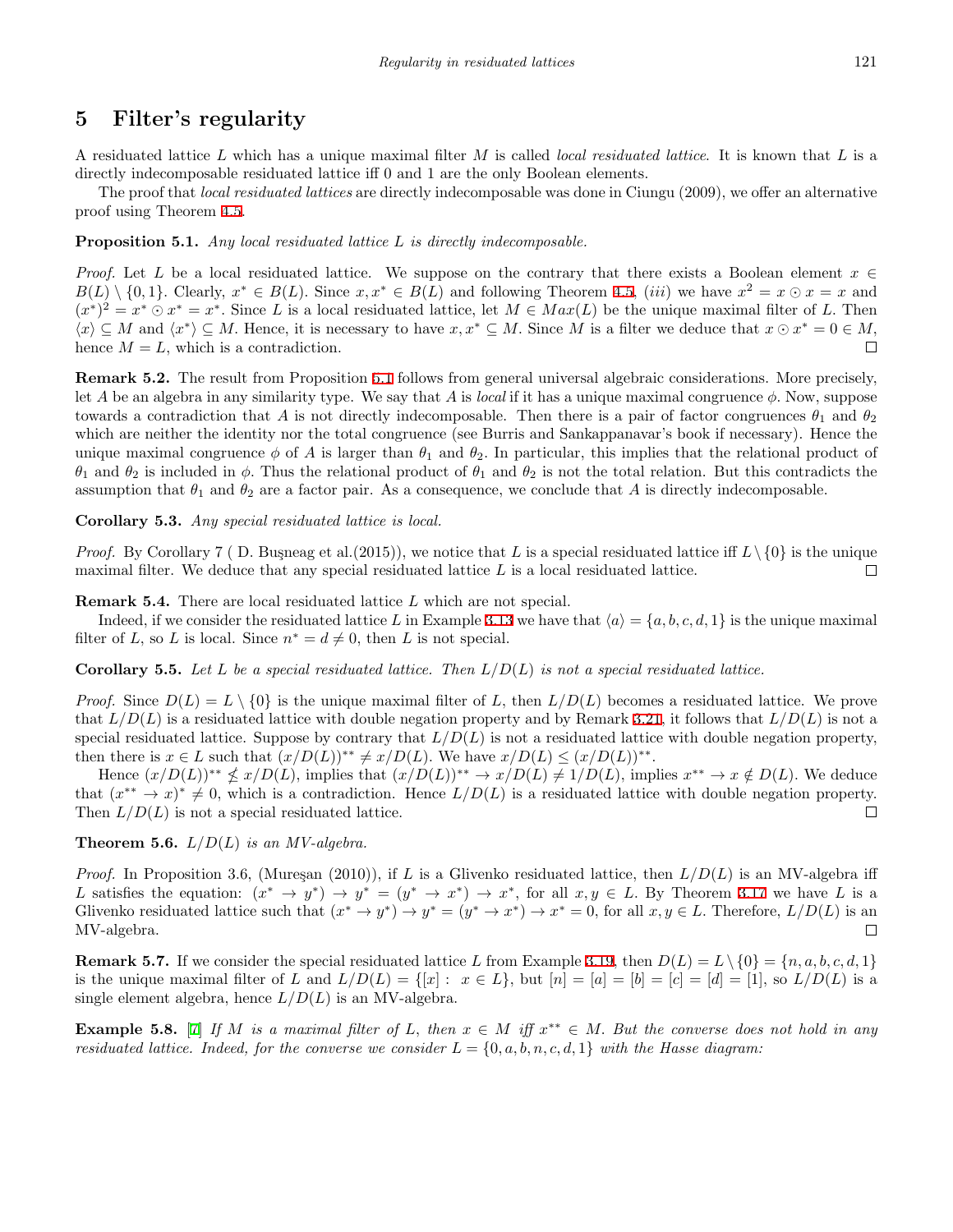## 5 Filter's regularity

A residuated lattice $L$ which has a unique maximal filter $M$ is called *local residuated lattice*. It is known that $L$ is a directly indecomposable residuated lattice iff 0 and 1 are the only Boolean elements.

The proof that *local residuated lattices* are directly indecomposable was done in Ciungu (2009), we offer an alternative proof using Theorem 4.5.

**Proposition 5.1.** *Any local residuated lattice $L$ is directly indecomposable.*

*Proof.* Let $L$ be a local residuated lattice. We suppose on the contrary that there exists a Boolean element $x \in B(L) \setminus \{0, 1\}$. Clearly, $x^* \in B(L)$. Since $x, x^* \in B(L)$ and following Theorem 4.5, $(iii)$ we have $x^2 = x \odot x = x$ and $(x^*)^2 = x^* \odot x^* = x^*$. Since $L$ is a local residuated lattice, let $M \in Max(L)$ be the unique maximal filter of $L$. Then $\langle x \rangle \subseteq M$ and $\langle x^* \rangle \subseteq M$. Hence, it is necessary to have $x, x^* \subseteq M$. Since $M$ is a filter we deduce that $x \odot x^* = 0 \in M$, hence $M = L$, which is a contradiction. □

**Remark 5.2.** The result from Proposition 5.1 follows from general universal algebraic considerations. More precisely, let $A$ be an algebra in any similarity type. We say that $A$ is *local* if it has a unique maximal congruence $\phi$. Now, suppose towards a contradiction that $A$ is not directly indecomposable. Then there is a pair of factor congruences $\theta_1$ and $\theta_2$ which are neither the identity nor the total congruence (see Burris and Sankappanavar's book if necessary). Hence the unique maximal congruence $\phi$ of $A$ is larger than $\theta_1$ and $\theta_2$. In particular, this implies that the relational product of $\theta_1$ and $\theta_2$ is included in $\phi$. Thus the relational product of $\theta_1$ and $\theta_2$ is not the total relation. But this contradicts the assumption that $\theta_1$ and $\theta_2$ are a factor pair. As a consequence, we conclude that $A$ is directly indecomposable.

**Corollary 5.3.** *Any special residuated lattice is local.*

*Proof.* By Corollary 7 ( D. Buşneag et al.(2015)), we notice that $L$ is a special residuated lattice iff $L \setminus \{0\}$ is the unique maximal filter. We deduce that any special residuated lattice $L$ is a local residuated lattice. □

**Remark 5.4.** There are local residuated lattice $L$ which are not special.

Indeed, if we consider the residuated lattice $L$ in Example 3.13 we have that $\langle a \rangle = \{a, b, c, d, 1\}$ is the unique maximal filter of $L$, so $L$ is local. Since $n^* = d \neq 0$, then $L$ is not special.

**Corollary 5.5.** *Let $L$ be a special residuated lattice. Then $L/D(L)$ is not a special residuated lattice.*

*Proof.* Since $D(L) = L \setminus \{0\}$ is the unique maximal filter of $L$, then $L/D(L)$ becomes a residuated lattice. We prove that $L/D(L)$ is a residuated lattice with double negation property and by Remark 3.21, it follows that $L/D(L)$ is not a special residuated lattice. Suppose by contrary that $L/D(L)$ is not a residuated lattice with double negation property, then there is $x \in L$ such that $(x/D(L))^{**} \neq x/D(L)$. We have $x/D(L) \leq (x/D(L))^{**}$.

Hence $(x/D(L))^{**} \nleq x/D(L)$, implies that $(x/D(L))^{**} \to x/D(L) \neq 1/D(L)$, implies $x^{**} \to x \notin D(L)$. We deduce that $(x^{**} \to x)^* \neq 0$, which is a contradiction. Hence $L/D(L)$ is a residuated lattice with double negation property. Then $L/D(L)$ is not a special residuated lattice. □

**Theorem 5.6.** *$L/D(L)$ is an MV-algebra.*

*Proof.* In Proposition 3.6, (Mureşan (2010)), if $L$ is a Glivenko residuated lattice, then $L/D(L)$ is an MV-algebra iff $L$ satisfies the equation: $(x^* \to y^*) \to y^* = (y^* \to x^*) \to x^*$, for all $x, y \in L$. By Theorem 3.17 we have $L$ is a Glivenko residuated lattice such that $(x^* \to y^*) \to y^* = (y^* \to x^*) \to x^* = 0$, for all $x, y \in L$. Therefore, $L/D(L)$ is an MV-algebra. □

**Remark 5.7.** If we consider the special residuated lattice $L$ from Example 3.19, then $D(L) = L \setminus \{0\} = \{n, a, b, c, d, 1\}$ is the unique maximal filter of $L$ and $L/D(L) = \{[x] : x \in L\}$, but $[n] = [a] = [b] = [c] = [d] = [1]$, so $L/D(L)$ is a single element algebra, hence $L/D(L)$ is an MV-algebra.

**Example 5.8.** [7] *If $M$ is a maximal filter of $L$, then $x \in M$ iff $x^{**} \in M$. But the converse does not hold in any residuated lattice. Indeed, for the converse we consider $L = \{0, a, b, n, c, d, 1\}$ with the Hasse diagram:*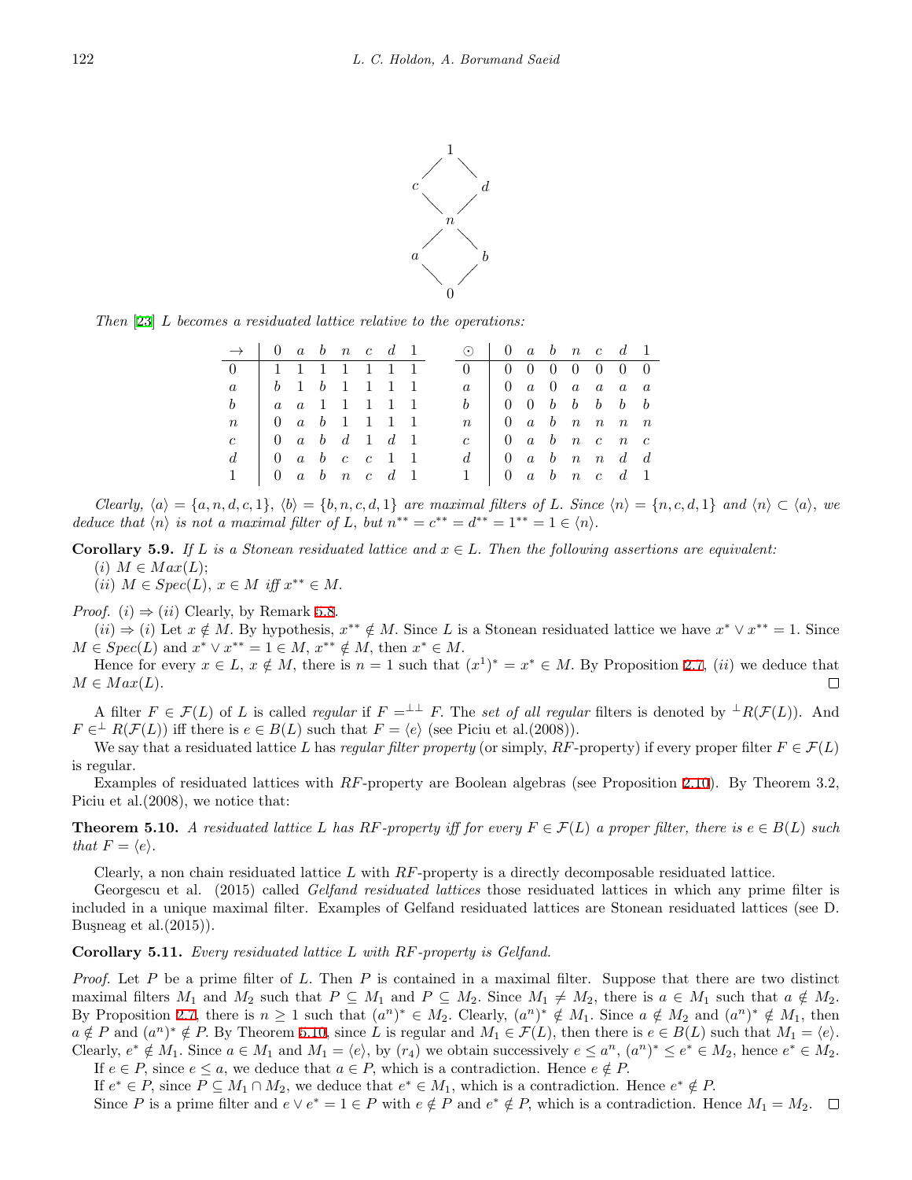Then [23] $L$ *becomes a residuated lattice relative to the operations:*

| $\rightarrow$ | $0$ | $a$ | $b$ | $n$ | $c$ | $d$ | $1$ |
|---|---|---|---|---|---|---|---|
| $0$ | $1$ | $1$ | $1$ | $1$ | $1$ | $1$ | $1$ |
| $a$ | $b$ | $1$ | $b$ | $1$ | $1$ | $1$ | $1$ |
| $b$ | $a$ | $a$ | $1$ | $1$ | $1$ | $1$ | $1$ |
| $n$ | $0$ | $a$ | $b$ | $1$ | $1$ | $1$ | $1$ |
| $c$ | $0$ | $a$ | $b$ | $d$ | $1$ | $d$ | $1$ |
| $d$ | $0$ | $a$ | $b$ | $c$ | $c$ | $1$ | $1$ |
| $1$ | $0$ | $a$ | $b$ | $n$ | $c$ | $d$ | $1$ |

| $\odot$ | $0$ | $a$ | $b$ | $n$ | $c$ | $d$ | $1$ |
|---|---|---|---|---|---|---|---|
| $0$ | $0$ | $0$ | $0$ | $0$ | $0$ | $0$ | $0$ |
| $a$ | $0$ | $a$ | $0$ | $a$ | $a$ | $a$ | $a$ |
| $b$ | $0$ | $0$ | $b$ | $b$ | $b$ | $b$ | $b$ |
| $n$ | $0$ | $a$ | $b$ | $n$ | $n$ | $n$ | $n$ |
| $c$ | $0$ | $a$ | $b$ | $n$ | $c$ | $n$ | $c$ |
| $d$ | $0$ | $a$ | $b$ | $n$ | $n$ | $d$ | $d$ |
| $1$ | $0$ | $a$ | $b$ | $n$ | $c$ | $d$ | $1$ |

*Clearly,* $\langle a\rangle = \{a, n, d, c, 1\}$, $\langle b\rangle = \{b, n, c, d, 1\}$ *are maximal filters of* $L$. *Since* $\langle n\rangle = \{n, c, d, 1\}$ *and* $\langle n\rangle \subset \langle a\rangle$, *we deduce that* $\langle n\rangle$ *is not a maximal filter of* $L$, *but* $n^{**} = c^{**} = d^{**} = 1^{**} = 1 \in \langle n\rangle$.

**Corollary 5.9.** *If* $L$ *is a Stonean residuated lattice and* $x \in L$. *Then the following assertions are equivalent:*

$(i)$ $M \in Max(L)$;

$(ii)$ $M \in Spec(L)$, $x \in M$ *iff* $x^{**} \in M$.

*Proof.* $(i) \Rightarrow (ii)$ Clearly, by Remark 5.8.

$(ii) \Rightarrow (i)$ Let $x \notin M$. By hypothesis, $x^{**} \notin M$. Since $L$ is a Stonean residuated lattice we have $x^* \vee x^{**} = 1$. Since $M \in Spec(L)$ and $x^* \vee x^{**} = 1 \in M$, $x^{**} \notin M$, then $x^* \in M$.

Hence for every $x \in L$, $x \notin M$, there is $n = 1$ such that $(x^1)^* = x^* \in M$. By Proposition 2.7, $(ii)$ we deduce that $M \in Max(L)$. □

A filter $F \in \mathcal{F}(L)$ of $L$ is called *regular* if $F =^{\perp\perp} F$. The *set of all regular* filters is denoted by ${}^{\perp}R(\mathcal{F}(L))$. And $F \in^{\perp} R(\mathcal{F}(L))$ iff there is $e \in B(L)$ such that $F = \langle e\rangle$ (see Piciu et al.(2008)).

We say that a residuated lattice $L$ has *regular filter property* (or simply, *RF*-property) if every proper filter $F \in \mathcal{F}(L)$ is regular.

Examples of residuated lattices with *RF*-property are Boolean algebras (see Proposition 2.10). By Theorem 3.2, Piciu et al.(2008), we notice that:

**Theorem 5.10.** *A residuated lattice* $L$ *has RF-property iff for every* $F \in \mathcal{F}(L)$ *a proper filter, there is* $e \in B(L)$ *such that* $F = \langle e\rangle$.

Clearly, a non chain residuated lattice $L$ with *RF*-property is a directly decomposable residuated lattice.

Georgescu et al. (2015) called *Gelfand residuated lattices* those residuated lattices in which any prime filter is included in a unique maximal filter. Examples of Gelfand residuated lattices are Stonean residuated lattices (see D. Bușneag et al.(2015)).

**Corollary 5.11.** *Every residuated lattice* $L$ *with RF-property is Gelfand.*

*Proof.* Let $P$ be a prime filter of $L$. Then $P$ is contained in a maximal filter. Suppose that there are two distinct maximal filters $M_1$ and $M_2$ such that $P \subseteq M_1$ and $P \subseteq M_2$. Since $M_1 \neq M_2$, there is $a \in M_1$ such that $a \notin M_2$. By Proposition 2.7, there is $n \geq 1$ such that $(a^n)^* \in M_2$. Clearly, $(a^n)^* \notin M_1$. Since $a \notin M_2$ and $(a^n)^* \notin M_1$, then $a \notin P$ and $(a^n)^* \notin P$. By Theorem 5.10, since $L$ is regular and $M_1 \in \mathcal{F}(L)$, then there is $e \in B(L)$ such that $M_1 = \langle e\rangle$. Clearly, $e^* \notin M_1$. Since $a \in M_1$ and $M_1 = \langle e\rangle$, by $(r_4)$ we obtain successively $e \leq a^n$, $(a^n)^* \leq e^* \in M_2$, hence $e^* \in M_2$.

If $e \in P$, since $e \leq a$, we deduce that $a \in P$, which is a contradiction. Hence $e \notin P$.

If $e^* \in P$, since $P \subseteq M_1 \cap M_2$, we deduce that $e^* \in M_1$, which is a contradiction. Hence $e^* \notin P$.

Since $P$ is a prime filter and $e \vee e^* = 1 \in P$ with $e \notin P$ and $e^* \notin P$, which is a contradiction. Hence $M_1 = M_2$. □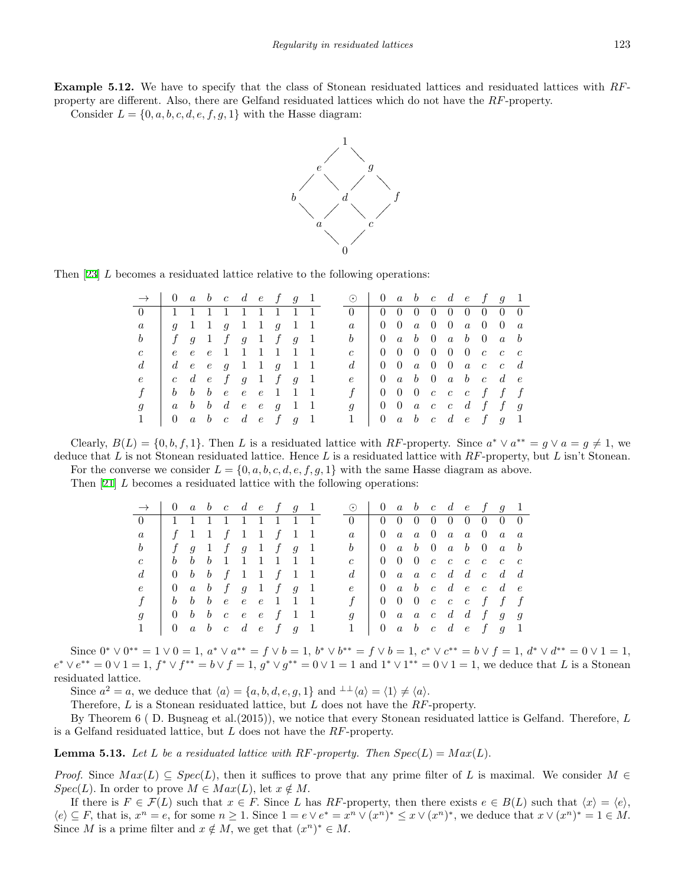**Example 5.12.** We have to specify that the class of Stonean residuated lattices and residuated lattices with $RF$-property are different. Also, there are Gelfand residuated lattices which do not have the $RF$-property.

Consider $L = \{0, a, b, c, d, e, f, g, 1\}$ with the Hasse diagram:

```
          1
        /   \
       e     g
      / \   / \
     b    d    f
      \  / \  /
       a     c
        \   /
          0
```

Then [23] $L$ becomes a residuated lattice relative to the following operations:

| $\to$ | $0$ | $a$ | $b$ | $c$ | $d$ | $e$ | $f$ | $g$ | $1$ |
|---|---|---|---|---|---|---|---|---|---|
| $0$ | $1$ | $1$ | $1$ | $1$ | $1$ | $1$ | $1$ | $1$ | $1$ |
| $a$ | $g$ | $1$ | $1$ | $g$ | $1$ | $1$ | $g$ | $1$ | $1$ |
| $b$ | $f$ | $g$ | $1$ | $f$ | $g$ | $1$ | $f$ | $g$ | $1$ |
| $c$ | $e$ | $e$ | $e$ | $1$ | $1$ | $1$ | $1$ | $1$ | $1$ |
| $d$ | $d$ | $e$ | $e$ | $g$ | $1$ | $1$ | $g$ | $1$ | $1$ |
| $e$ | $c$ | $d$ | $e$ | $f$ | $g$ | $1$ | $f$ | $g$ | $1$ |
| $f$ | $b$ | $b$ | $b$ | $e$ | $e$ | $e$ | $1$ | $1$ | $1$ |
| $g$ | $a$ | $b$ | $b$ | $d$ | $e$ | $e$ | $g$ | $1$ | $1$ |
| $1$ | $0$ | $a$ | $b$ | $c$ | $d$ | $e$ | $f$ | $g$ | $1$ |

| $\odot$ | $0$ | $a$ | $b$ | $c$ | $d$ | $e$ | $f$ | $g$ | $1$ |
|---|---|---|---|---|---|---|---|---|---|
| $0$ | $0$ | $0$ | $0$ | $0$ | $0$ | $0$ | $0$ | $0$ | $0$ |
| $a$ | $0$ | $0$ | $a$ | $0$ | $0$ | $a$ | $0$ | $0$ | $a$ |
| $b$ | $0$ | $a$ | $b$ | $0$ | $a$ | $b$ | $0$ | $a$ | $b$ |
| $c$ | $0$ | $0$ | $0$ | $0$ | $0$ | $0$ | $c$ | $c$ | $c$ |
| $d$ | $0$ | $0$ | $a$ | $0$ | $0$ | $a$ | $c$ | $c$ | $d$ |
| $e$ | $0$ | $a$ | $b$ | $0$ | $a$ | $b$ | $c$ | $d$ | $e$ |
| $f$ | $0$ | $0$ | $0$ | $c$ | $c$ | $c$ | $f$ | $f$ | $f$ |
| $g$ | $0$ | $0$ | $a$ | $c$ | $c$ | $d$ | $f$ | $f$ | $g$ |
| $1$ | $0$ | $a$ | $b$ | $c$ | $d$ | $e$ | $f$ | $g$ | $1$ |

Clearly, $B(L) = \{0, b, f, 1\}$. Then $L$ is a residuated lattice with $RF$-property. Since $a^* \vee a^{**} = g \vee a = g \neq 1$, we deduce that $L$ is not Stonean residuated lattice. Hence $L$ is a residuated lattice with $RF$-property, but $L$ isn't Stonean.

For the converse we consider $L = \{0, a, b, c, d, e, f, g, 1\}$ with the same Hasse diagram as above.

Then [21] $L$ becomes a residuated lattice with the following operations:

| $\to$ | $0$ | $a$ | $b$ | $c$ | $d$ | $e$ | $f$ | $g$ | $1$ |
|---|---|---|---|---|---|---|---|---|---|
| $0$ | $1$ | $1$ | $1$ | $1$ | $1$ | $1$ | $1$ | $1$ | $1$ |
| $a$ | $f$ | $1$ | $1$ | $f$ | $1$ | $1$ | $f$ | $1$ | $1$ |
| $b$ | $f$ | $g$ | $1$ | $f$ | $g$ | $1$ | $f$ | $g$ | $1$ |
| $c$ | $b$ | $b$ | $b$ | $1$ | $1$ | $1$ | $1$ | $1$ | $1$ |
| $d$ | $0$ | $b$ | $b$ | $f$ | $1$ | $1$ | $f$ | $1$ | $1$ |
| $e$ | $0$ | $a$ | $b$ | $f$ | $g$ | $1$ | $f$ | $g$ | $1$ |
| $f$ | $b$ | $b$ | $b$ | $e$ | $e$ | $e$ | $1$ | $1$ | $1$ |
| $g$ | $0$ | $b$ | $b$ | $c$ | $e$ | $e$ | $f$ | $1$ | $1$ |
| $1$ | $0$ | $a$ | $b$ | $c$ | $d$ | $e$ | $f$ | $g$ | $1$ |

| $\odot$ | $0$ | $a$ | $b$ | $c$ | $d$ | $e$ | $f$ | $g$ | $1$ |
|---|---|---|---|---|---|---|---|---|---|
| $0$ | $0$ | $0$ | $0$ | $0$ | $0$ | $0$ | $0$ | $0$ | $0$ |
| $a$ | $0$ | $a$ | $a$ | $0$ | $a$ | $a$ | $0$ | $a$ | $a$ |
| $b$ | $0$ | $a$ | $b$ | $0$ | $a$ | $b$ | $0$ | $a$ | $b$ |
| $c$ | $0$ | $0$ | $0$ | $c$ | $c$ | $c$ | $c$ | $c$ | $c$ |
| $d$ | $0$ | $a$ | $a$ | $c$ | $d$ | $d$ | $c$ | $d$ | $d$ |
| $e$ | $0$ | $a$ | $b$ | $c$ | $d$ | $e$ | $c$ | $d$ | $e$ |
| $f$ | $0$ | $0$ | $0$ | $c$ | $c$ | $c$ | $f$ | $f$ | $f$ |
| $g$ | $0$ | $a$ | $a$ | $c$ | $d$ | $d$ | $f$ | $g$ | $g$ |
| $1$ | $0$ | $a$ | $b$ | $c$ | $d$ | $e$ | $f$ | $g$ | $1$ |

Since $0^* \vee 0^{**} = 1 \vee 0 = 1$, $a^* \vee a^{**} = f \vee b = 1$, $b^* \vee b^{**} = f \vee b = 1$, $c^* \vee c^{**} = b \vee f = 1$, $d^* \vee d^{**} = 0 \vee 1 = 1$, $e^* \vee e^{**} = 0 \vee 1 = 1$, $f^* \vee f^{**} = b \vee f = 1$, $g^* \vee g^{**} = 0 \vee 1 = 1$ and $1^* \vee 1^{**} = 0 \vee 1 = 1$, we deduce that $L$ is a Stonean residuated lattice.

Since $a^2 = a$, we deduce that $\langle a \rangle = \{a, b, d, e, g, 1\}$ and ${}^{\perp\perp}\langle a \rangle = \langle 1 \rangle \neq \langle a \rangle$.

Therefore, $L$ is a Stonean residuated lattice, but $L$ does not have the $RF$-property.

By Theorem 6 ( D. Buşneag et al.(2015)), we notice that every Stonean residuated lattice is Gelfand. Therefore, $L$ is a Gelfand residuated lattice, but $L$ does not have the $RF$-property.

**Lemma 5.13.** *Let $L$ be a residuated lattice with $RF$-property. Then $Spec(L) = Max(L)$.*

*Proof.* Since $Max(L) \subseteq Spec(L)$, then it suffices to prove that any prime filter of $L$ is maximal. We consider $M \in Spec(L)$. In order to prove $M \in Max(L)$, let $x \notin M$.

If there is $F \in \mathcal{F}(L)$ such that $x \in F$. Since $L$ has $RF$-property, then there exists $e \in B(L)$ such that $\langle x \rangle = \langle e \rangle$, $\langle e \rangle \subseteq F$, that is, $x^n = e$, for some $n \geq 1$. Since $1 = e \vee e^* = x^n \vee (x^n)^* \leq x \vee (x^n)^*$, we deduce that $x \vee (x^n)^* = 1 \in M$. Since $M$ is a prime filter and $x \notin M$, we get that $(x^n)^* \in M$.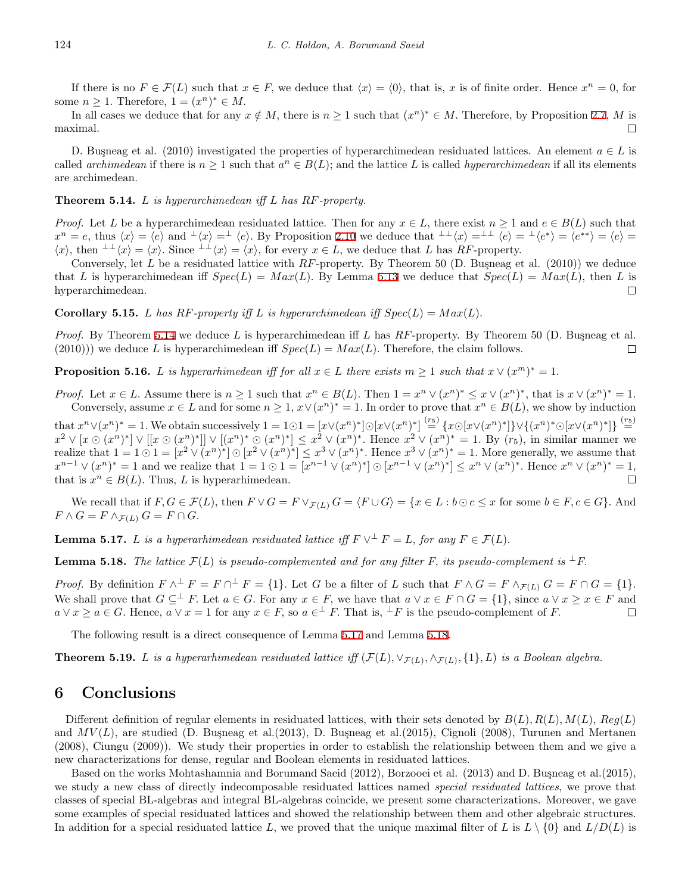If there is no $F \in \mathcal{F}(L)$ such that $x \in F$, we deduce that $\langle x \rangle = \langle 0 \rangle$, that is, $x$ is of finite order. Hence $x^n = 0$, for some $n \geq 1$. Therefore, $1 = (x^n)^* \in M$.

In all cases we deduce that for any $x \notin M$, there is $n \geq 1$ such that $(x^n)^* \in M$. Therefore, by Proposition 2.7, $M$ is maximal. $\square$

D. Buşneag et al. (2010) investigated the properties of hyperarchimedean residuated lattices. An element $a \in L$ is called *archimedean* if there is $n \geq 1$ such that $a^n \in B(L)$; and the lattice $L$ is called *hyperarchimedean* if all its elements are archimedean.

**Theorem 5.14.** *$L$ is hyperarchimedean iff $L$ has $RF$-property.*

*Proof.* Let $L$ be a hyperarchimedean residuated lattice. Then for any $x \in L$, there exist $n \geq 1$ and $e \in B(L)$ such that $x^n = e$, thus $\langle x \rangle = \langle e \rangle$ and ${}^\perp\langle x \rangle = {}^\perp\langle e \rangle$. By Proposition 2.10 we deduce that ${}^{\perp\perp}\langle x \rangle = {}^{\perp\perp}\langle e \rangle = {}^\perp\langle e^* \rangle = \langle e^{**} \rangle = \langle e \rangle = \langle x \rangle$, then ${}^{\perp\perp}\langle x \rangle = \langle x \rangle$. Since ${}^{\perp\perp}\langle x \rangle = \langle x \rangle$, for every $x \in L$, we deduce that $L$ has $RF$-property.

Conversely, let $L$ be a residuated lattice with $RF$-property. By Theorem 50 (D. Buşneag et al. (2010)) we deduce that $L$ is hyperarchimedean iff $Spec(L) = Max(L)$. By Lemma 5.13 we deduce that $Spec(L) = Max(L)$, then $L$ is hyperarchimedean. $\square$

**Corollary 5.15.** *$L$ has $RF$-property iff $L$ is hyperarchimedean iff $Spec(L) = Max(L)$.*

*Proof.* By Theorem 5.14 we deduce $L$ is hyperarchimedean iff $L$ has $RF$-property. By Theorem 50 (D. Buşneag et al. (2010))) we deduce $L$ is hyperarchimedean iff $Spec(L) = Max(L)$. Therefore, the claim follows. $\square$

**Proposition 5.16.** *$L$ is hyperarhimedean iff for all $x \in L$ there exists $m \geq 1$ such that $x \vee (x^m)^* = 1$.*

*Proof.* Let $x \in L$. Assume there is $n \geq 1$ such that $x^n \in B(L)$. Then $1 = x^n \vee (x^n)^* \leq x \vee (x^n)^*$, that is $x \vee (x^n)^* = 1$.

Conversely, assume $x \in L$ and for some $n \geq 1$, $x \vee (x^n)^* = 1$. In order to prove that $x^n \in B(L)$, we show by induction that $x^n \vee (x^n)^* = 1$. We obtain successively $1 = 1 \odot 1 = [x \vee (x^n)^*] \odot [x \vee (x^n)^*] \overset{(r_5)}{=} \{x \odot [x \vee (x^n)^*]\} \vee \{(x^n)^* \odot [x \vee (x^n)^*]\} \overset{(r_5)}{=} x^2 \vee [x \odot (x^n)^*] \vee [[x \odot (x^n)^*]] \vee [(x^n)^* \odot (x^n)^*] \leq x^2 \vee (x^n)^*$. Hence $x^2 \vee (x^n)^* = 1$. By $(r_5)$, in similar manner we realize that $1 = 1 \odot 1 = [x^2 \vee (x^n)^*] \odot [x^2 \vee (x^n)^*] \leq x^3 \vee (x^n)^*$. Hence $x^3 \vee (x^n)^* = 1$. More generally, we assume that $x^{n-1} \vee (x^n)^* = 1$ and we realize that $1 = 1 \odot 1 = [x^{n-1} \vee (x^n)^*] \odot [x^{n-1} \vee (x^n)^*] \leq x^n \vee (x^n)^*$. Hence $x^n \vee (x^n)^* = 1$, that is $x^n \in B(L)$. Thus, $L$ is hyperarhimedean. $\square$

We recall that if $F, G \in \mathcal{F}(L)$, then $F \vee G = F \vee_{\mathcal{F}(L)} G = \langle F \cup G \rangle = \{x \in L : b \odot c \leq x \text{ for some } b \in F, c \in G\}$. And $F \wedge G = F \wedge_{\mathcal{F}(L)} G = F \cap G$.

**Lemma 5.17.** *$L$ is a hyperarhimedean residuated lattice iff $F \vee^\perp F = L$, for any $F \in \mathcal{F}(L)$.*

**Lemma 5.18.** *The lattice $\mathcal{F}(L)$ is pseudo-complemented and for any filter $F$, its pseudo-complement is ${}^\perp F$.*

*Proof.* By definition $F \wedge^\perp F = F \cap^\perp F = \{1\}$. Let $G$ be a filter of $L$ such that $F \wedge G = F \wedge_{\mathcal{F}(L)} G = F \cap G = \{1\}$. We shall prove that $G \subseteq^\perp F$. Let $a \in G$. For any $x \in F$, we have that $a \vee x \in F \cap G = \{1\}$, since $a \vee x \geq x \in F$ and $a \vee x \geq a \in G$. Hence, $a \vee x = 1$ for any $x \in F$, so $a \in^\perp F$. That is, ${}^\perp F$ is the pseudo-complement of $F$. $\square$

The following result is a direct consequence of Lemma 5.17 and Lemma 5.18.

**Theorem 5.19.** *$L$ is a hyperarhimedean residuated lattice iff $(\mathcal{F}(L), \vee_{\mathcal{F}(L)}, \wedge_{\mathcal{F}(L)}, \{1\}, L)$ is a Boolean algebra.*

# 6 Conclusions

Different definition of regular elements in residuated lattices, with their sets denoted by $B(L), R(L), M(L)$, $Reg(L)$ and $MV(L)$, are studied (D. Buşneag et al.(2013), D. Buşneag et al.(2015), Cignoli (2008), Turunen and Mertanen (2008), Ciungu (2009)). We study their properties in order to establish the relationship between them and we give a new characterizations for dense, regular and Boolean elements in residuated lattices.

Based on the works Mohtashamnia and Borumand Saeid (2012), Borzooei et al. (2013) and D. Buşneag et al.(2015), we study a new class of directly indecomposable residuated lattices named *special residuated lattices*, we prove that classes of special BL-algebras and integral BL-algebras coincide, we present some characterizations. Moreover, we gave some examples of special residuated lattices and showed the relationship between them and other algebraic structures. In addition for a special residuated lattice $L$, we proved that the unique maximal filter of $L$ is $L \setminus \{0\}$ and $L/D(L)$ is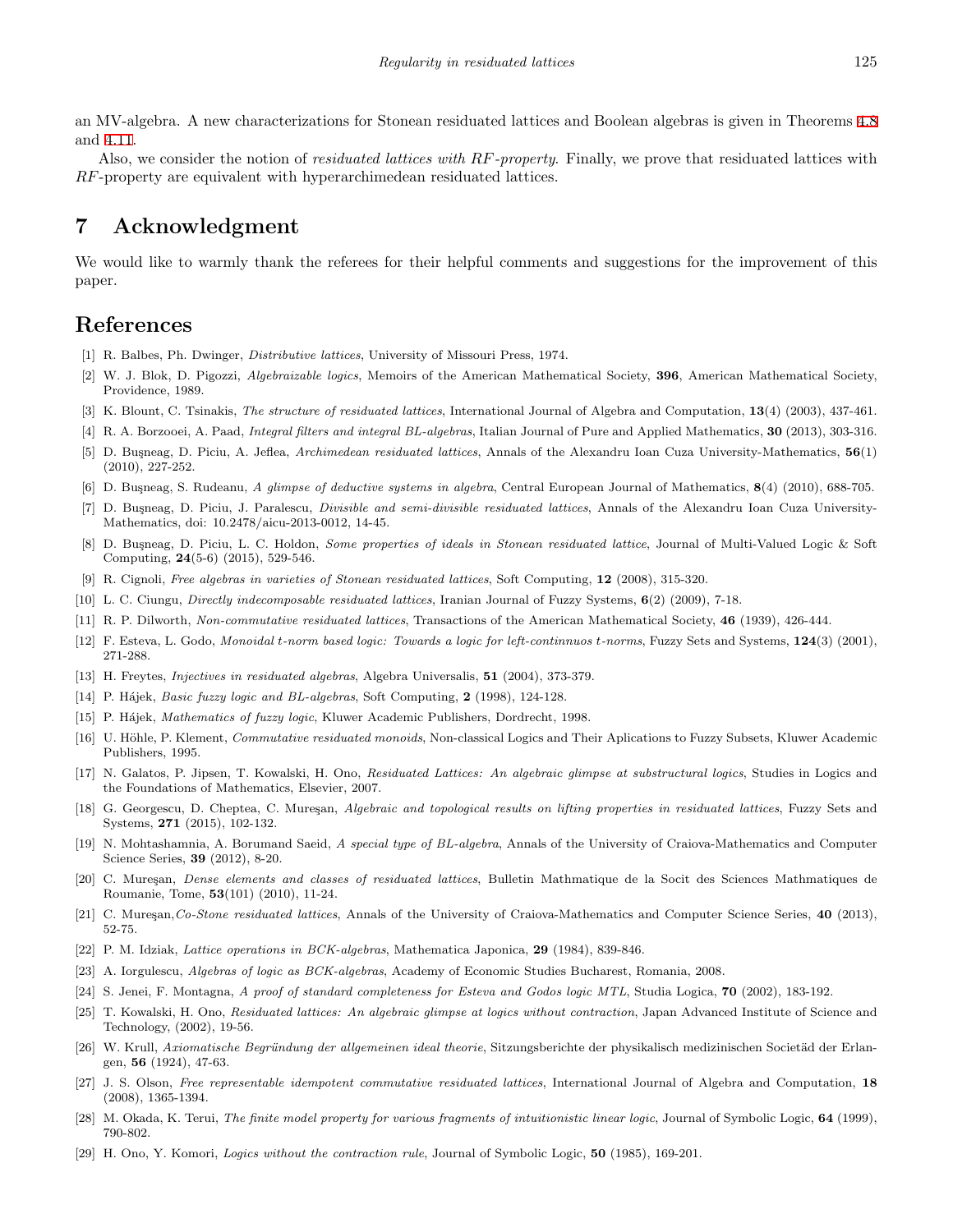an MV-algebra. A new characterizations for Stonean residuated lattices and Boolean algebras is given in Theorems 4.8 and 4.11.

Also, we consider the notion of *residuated lattices with RF-property*. Finally, we prove that residuated lattices with *RF*-property are equivalent with hyperarchimedean residuated lattices.

# 7 Acknowledgment

We would like to warmly thank the referees for their helpful comments and suggestions for the improvement of this paper.

# References

[1] R. Balbes, Ph. Dwinger, *Distributive lattices*, University of Missouri Press, 1974.

[2] W. J. Blok, D. Pigozzi, *Algebraizable logics*, Memoirs of the American Mathematical Society, **396**, American Mathematical Society, Providence, 1989.

[3] K. Blount, C. Tsinakis, *The structure of residuated lattices*, International Journal of Algebra and Computation, **13**(4) (2003), 437-461.

[4] R. A. Borzooei, A. Paad, *Integral filters and integral BL-algebras*, Italian Journal of Pure and Applied Mathematics, **30** (2013), 303-316.

[5] D. Buşneag, D. Piciu, A. Jeflea, *Archimedean residuated lattices*, Annals of the Alexandru Ioan Cuza University-Mathematics, **56**(1) (2010), 227-252.

[6] D. Buşneag, S. Rudeanu, *A glimpse of deductive systems in algebra*, Central European Journal of Mathematics, **8**(4) (2010), 688-705.

[7] D. Buşneag, D. Piciu, J. Paralescu, *Divisible and semi-divisible residuated lattices*, Annals of the Alexandru Ioan Cuza University-Mathematics, doi: 10.2478/aicu-2013-0012, 14-45.

[8] D. Buşneag, D. Piciu, L. C. Holdon, *Some properties of ideals in Stonean residuated lattice*, Journal of Multi-Valued Logic & Soft Computing, **24**(5-6) (2015), 529-546.

[9] R. Cignoli, *Free algebras in varieties of Stonean residuated lattices*, Soft Computing, **12** (2008), 315-320.

[10] L. C. Ciungu, *Directly indecomposable residuated lattices*, Iranian Journal of Fuzzy Systems, **6**(2) (2009), 7-18.

[11] R. P. Dilworth, *Non-commutative residuated lattices*, Transactions of the American Mathematical Society, **46** (1939), 426-444.

[12] F. Esteva, L. Godo, *Monoidal t-norm based logic: Towards a logic for left-continnuos t-norms*, Fuzzy Sets and Systems, **124**(3) (2001), 271-288.

[13] H. Freytes, *Injectives in residuated algebras*, Algebra Universalis, **51** (2004), 373-379.

[14] P. Hájek, *Basic fuzzy logic and BL-algebras*, Soft Computing, **2** (1998), 124-128.

[15] P. Hájek, *Mathematics of fuzzy logic*, Kluwer Academic Publishers, Dordrecht, 1998.

[16] U. Höhle, P. Klement, *Commutative residuated monoids*, Non-classical Logics and Their Aplications to Fuzzy Subsets, Kluwer Academic Publishers, 1995.

[17] N. Galatos, P. Jipsen, T. Kowalski, H. Ono, *Residuated Lattices: An algebraic glimpse at substructural logics*, Studies in Logics and the Foundations of Mathematics, Elsevier, 2007.

[18] G. Georgescu, D. Cheptea, C. Mureşan, *Algebraic and topological results on lifting properties in residuated lattices*, Fuzzy Sets and Systems, **271** (2015), 102-132.

[19] N. Mohtashamnia, A. Borumand Saeid, *A special type of BL-algebra*, Annals of the University of Craiova-Mathematics and Computer Science Series, **39** (2012), 8-20.

[20] C. Mureşan, *Dense elements and classes of residuated lattices*, Bulletin Mathmatique de la Socit des Sciences Mathmatiques de Roumanie, Tome, **53**(101) (2010), 11-24.

[21] C. Mureşan,*Co-Stone residuated lattices*, Annals of the University of Craiova-Mathematics and Computer Science Series, **40** (2013), 52-75.

[22] P. M. Idziak, *Lattice operations in BCK-algebras*, Mathematica Japonica, **29** (1984), 839-846.

[23] A. Iorgulescu, *Algebras of logic as BCK-algebras*, Academy of Economic Studies Bucharest, Romania, 2008.

[24] S. Jenei, F. Montagna, *A proof of standard completeness for Esteva and Godos logic MTL*, Studia Logica, **70** (2002), 183-192.

[25] T. Kowalski, H. Ono, *Residuated lattices: An algebraic glimpse at logics without contraction*, Japan Advanced Institute of Science and Technology, (2002), 19-56.

[26] W. Krull, *Axiomatische Begründung der allgemeinen ideal theorie*, Sitzungsberichte der physikalisch medizinischen Societäd der Erlangen, **56** (1924), 47-63.

[27] J. S. Olson, *Free representable idempotent commutative residuated lattices*, International Journal of Algebra and Computation, **18** (2008), 1365-1394.

[28] M. Okada, K. Terui, *The finite model property for various fragments of intuitionistic linear logic*, Journal of Symbolic Logic, **64** (1999), 790-802.

[29] H. Ono, Y. Komori, *Logics without the contraction rule*, Journal of Symbolic Logic, **50** (1985), 169-201.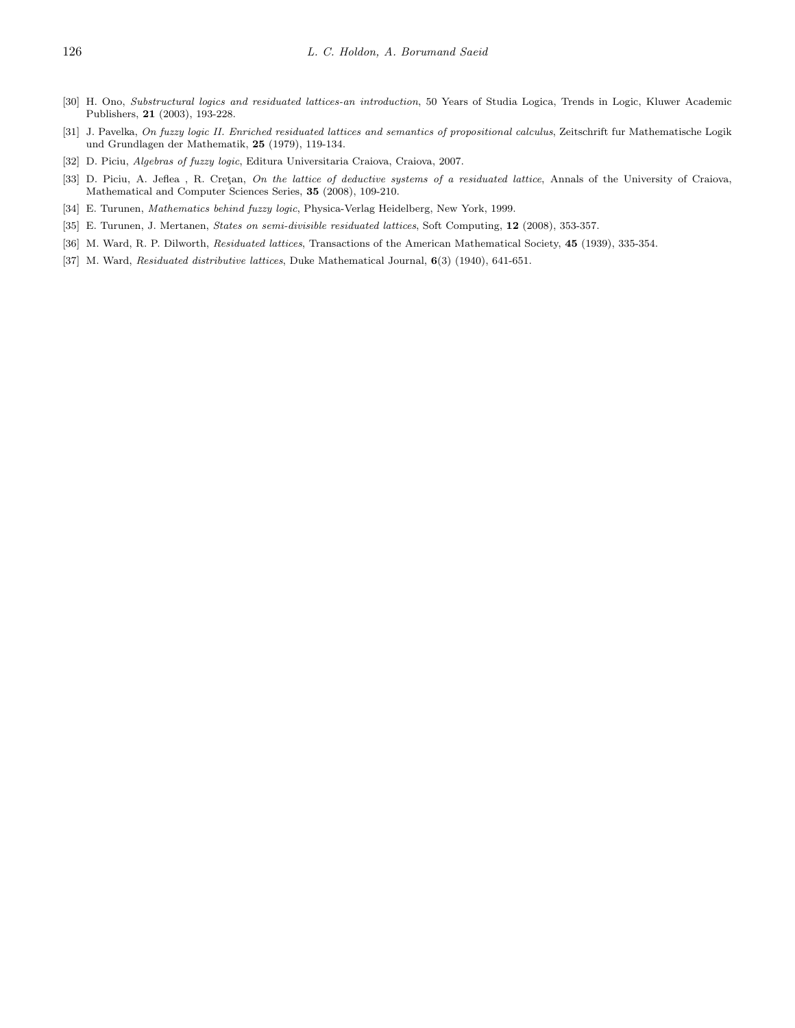[30] H. Ono, *Substructural logics and residuated lattices-an introduction*, 50 Years of Studia Logica, Trends in Logic, Kluwer Academic Publishers, **21** (2003), 193-228.

[31] J. Pavelka, *On fuzzy logic II. Enriched residuated lattices and semantics of propositional calculus*, Zeitschrift fur Mathematische Logik und Grundlagen der Mathematik, **25** (1979), 119-134.

[32] D. Piciu, *Algebras of fuzzy logic*, Editura Universitaria Craiova, Craiova, 2007.

[33] D. Piciu, A. Jeflea , R. Creţan, *On the lattice of deductive systems of a residuated lattice*, Annals of the University of Craiova, Mathematical and Computer Sciences Series, **35** (2008), 109-210.

[34] E. Turunen, *Mathematics behind fuzzy logic*, Physica-Verlag Heidelberg, New York, 1999.

[35] E. Turunen, J. Mertanen, *States on semi-divisible residuated lattices*, Soft Computing, **12** (2008), 353-357.

[36] M. Ward, R. P. Dilworth, *Residuated lattices*, Transactions of the American Mathematical Society, **45** (1939), 335-354.

[37] M. Ward, *Residuated distributive lattices*, Duke Mathematical Journal, **6**(3) (1940), 641-651.